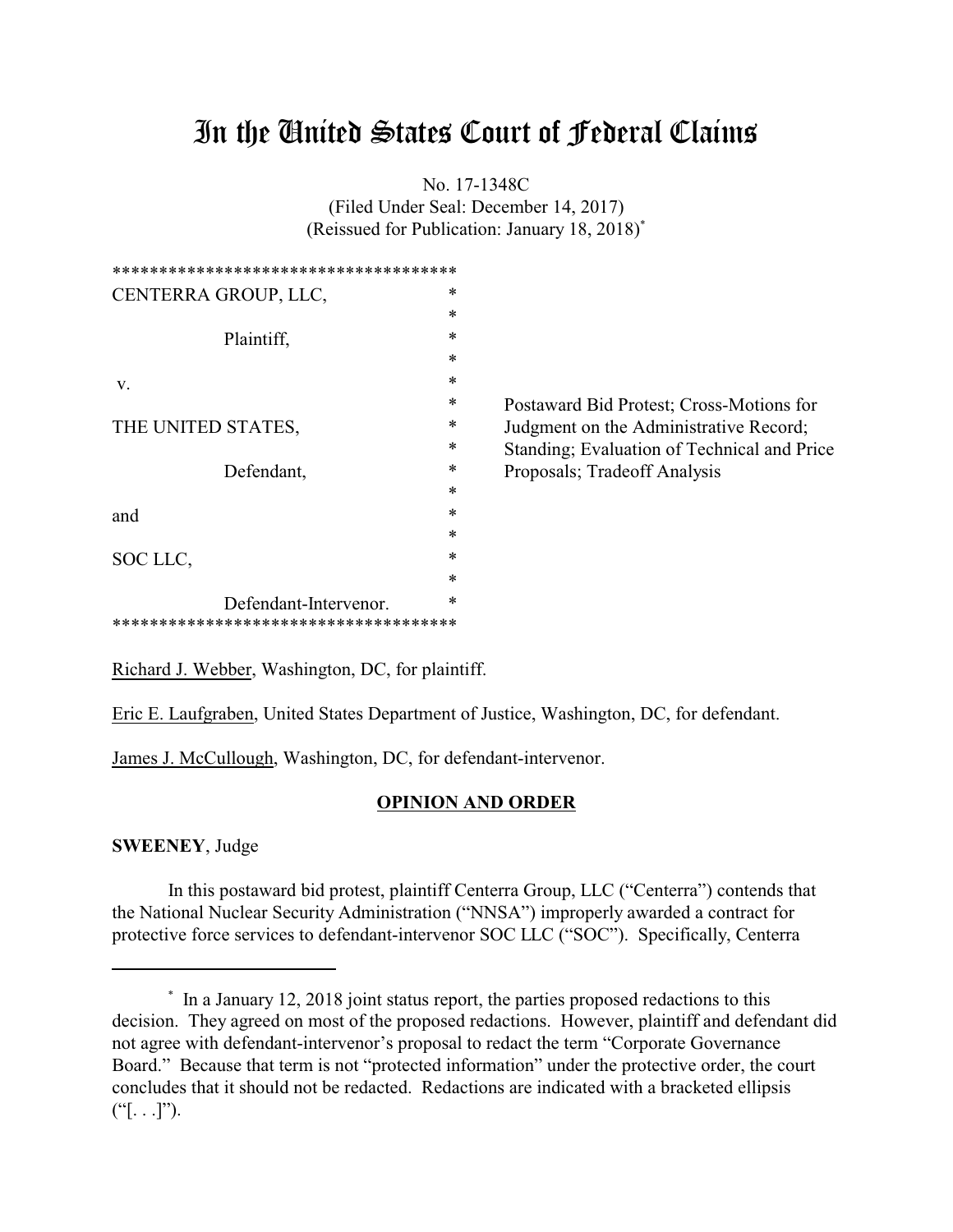# In the United States Court of Federal Claims

No. 17-1348C

(Filed Under Seal: December 14, 2017)

(Reissued for Publication: January 18, 2018)[*]

```
*************************************
CENTERRA GROUP, LLC,                *
                                    *
            Plaintiff,              *
                                    *
 v.                                 *
                                    *
THE UNITED STATES,                  *
                                    *
            Defendant,              *
                                    *
and                                 *
                                    *
SOC LLC,                            *
                                    *
            Defendant-Intervenor.   *
*************************************
```

Postaward Bid Protest; Cross-Motions for Judgment on the Administrative Record; Standing; Evaluation of Technical and Price Proposals; Tradeoff Analysis

Richard J. Webber, Washington, DC, for plaintiff.

Eric E. Laufgraben, United States Department of Justice, Washington, DC, for defendant.

James J. McCullough, Washington, DC, for defendant-intervenor.

## OPINION AND ORDER

**SWEENEY**, Judge

In this postaward bid protest, plaintiff Centerra Group, LLC ("Centerra") contends that the National Nuclear Security Administration ("NNSA") improperly awarded a contract for protective force services to defendant-intervenor SOC LLC ("SOC"). Specifically, Centerra

---

[*] In a January 12, 2018 joint status report, the parties proposed redactions to this decision. They agreed on most of the proposed redactions. However, plaintiff and defendant did not agree with defendant-intervenor's proposal to redact the term "Corporate Governance Board." Because that term is not "protected information" under the protective order, the court concludes that it should not be redacted. Redactions are indicated with a bracketed ellipsis ("[. . .]").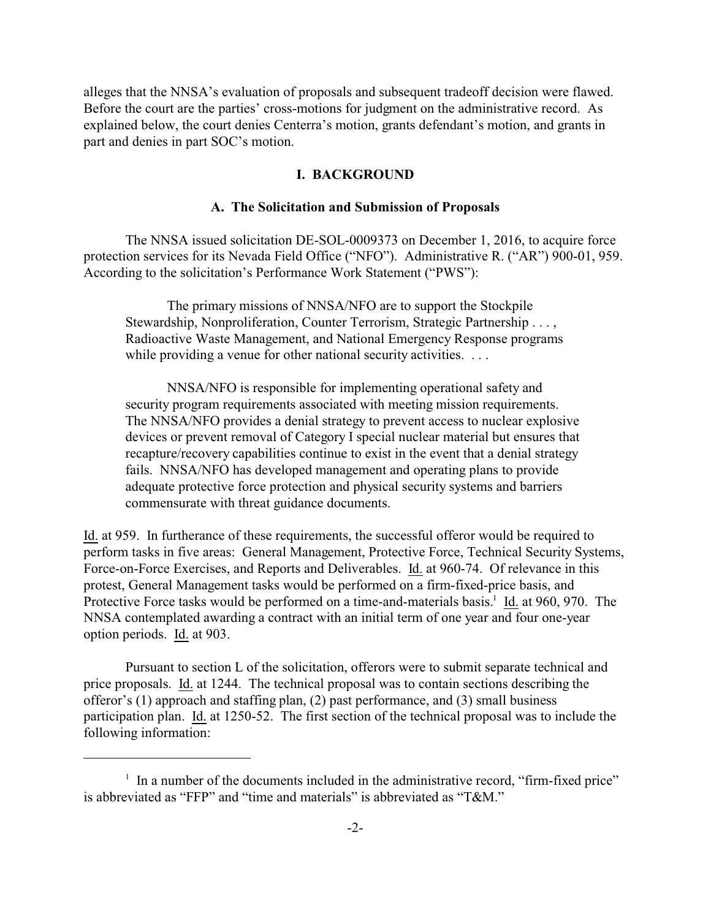alleges that the NNSA's evaluation of proposals and subsequent tradeoff decision were flawed. Before the court are the parties' cross-motions for judgment on the administrative record. As explained below, the court denies Centerra's motion, grants defendant's motion, and grants in part and denies in part SOC's motion.

## I. BACKGROUND

### A. The Solicitation and Submission of Proposals

The NNSA issued solicitation DE-SOL-0009373 on December 1, 2016, to acquire force protection services for its Nevada Field Office ("NFO"). Administrative R. ("AR") 900-01, 959. According to the solicitation's Performance Work Statement ("PWS"):

> The primary missions of NNSA/NFO are to support the Stockpile Stewardship, Nonproliferation, Counter Terrorism, Strategic Partnership . . . , Radioactive Waste Management, and National Emergency Response programs while providing a venue for other national security activities. . . .
>
> NNSA/NFO is responsible for implementing operational safety and security program requirements associated with meeting mission requirements. The NNSA/NFO provides a denial strategy to prevent access to nuclear explosive devices or prevent removal of Category I special nuclear material but ensures that recapture/recovery capabilities continue to exist in the event that a denial strategy fails. NNSA/NFO has developed management and operating plans to provide adequate protective force protection and physical security systems and barriers commensurate with threat guidance documents.

Id. at 959. In furtherance of these requirements, the successful offeror would be required to perform tasks in five areas: General Management, Protective Force, Technical Security Systems, Force-on-Force Exercises, and Reports and Deliverables. Id. at 960-74. Of relevance in this protest, General Management tasks would be performed on a firm-fixed-price basis, and Protective Force tasks would be performed on a time-and-materials basis.[1] Id. at 960, 970. The NNSA contemplated awarding a contract with an initial term of one year and four one-year option periods. Id. at 903.

Pursuant to section L of the solicitation, offerors were to submit separate technical and price proposals. Id. at 1244. The technical proposal was to contain sections describing the offeror's (1) approach and staffing plan, (2) past performance, and (3) small business participation plan. Id. at 1250-52. The first section of the technical proposal was to include the following information:

---

[1] In a number of the documents included in the administrative record, "firm-fixed price" is abbreviated as "FFP" and "time and materials" is abbreviated as "T&M."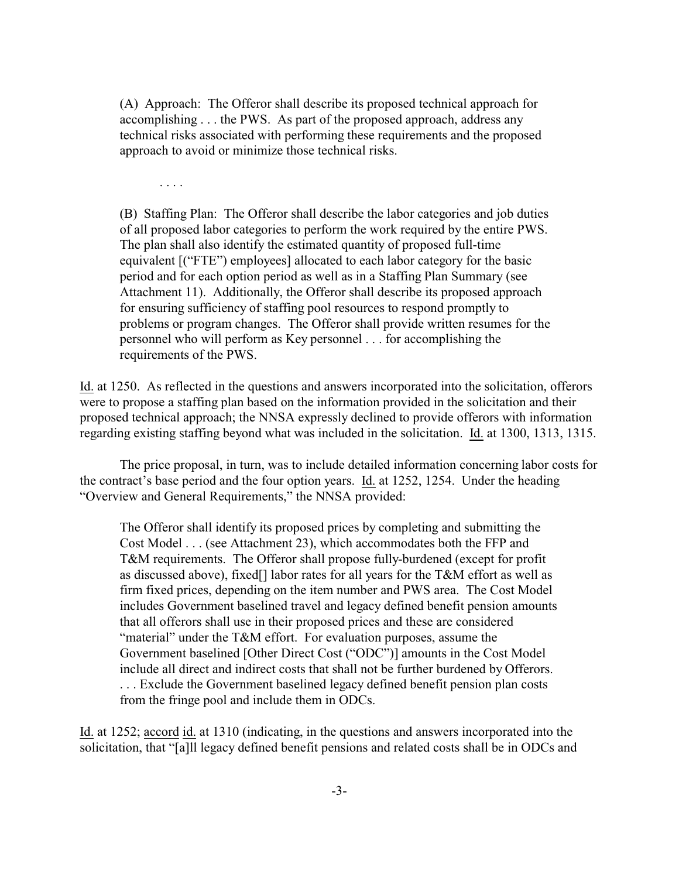> (A) Approach: The Offeror shall describe its proposed technical approach for accomplishing . . . the PWS. As part of the proposed approach, address any technical risks associated with performing these requirements and the proposed approach to avoid or minimize those technical risks.
>
> . . . .
>
> (B) Staffing Plan: The Offeror shall describe the labor categories and job duties of all proposed labor categories to perform the work required by the entire PWS. The plan shall also identify the estimated quantity of proposed full-time equivalent [("FTE") employees] allocated to each labor category for the basic period and for each option period as well as in a Staffing Plan Summary (see Attachment 11). Additionally, the Offeror shall describe its proposed approach for ensuring sufficiency of staffing pool resources to respond promptly to problems or program changes. The Offeror shall provide written resumes for the personnel who will perform as Key personnel . . . for accomplishing the requirements of the PWS.

Id. at 1250. As reflected in the questions and answers incorporated into the solicitation, offerors were to propose a staffing plan based on the information provided in the solicitation and their proposed technical approach; the NNSA expressly declined to provide offerors with information regarding existing staffing beyond what was included in the solicitation. Id. at 1300, 1313, 1315.

The price proposal, in turn, was to include detailed information concerning labor costs for the contract's base period and the four option years. Id. at 1252, 1254. Under the heading "Overview and General Requirements," the NNSA provided:

> The Offeror shall identify its proposed prices by completing and submitting the Cost Model . . . (see Attachment 23), which accommodates both the FFP and T&M requirements. The Offeror shall propose fully-burdened (except for profit as discussed above), fixed[] labor rates for all years for the T&M effort as well as firm fixed prices, depending on the item number and PWS area. The Cost Model includes Government baselined travel and legacy defined benefit pension amounts that all offerors shall use in their proposed prices and these are considered "material" under the T&M effort. For evaluation purposes, assume the Government baselined [Other Direct Cost ("ODC")] amounts in the Cost Model include all direct and indirect costs that shall not be further burdened by Offerors. . . . Exclude the Government baselined legacy defined benefit pension plan costs from the fringe pool and include them in ODCs.

Id. at 1252; accord id. at 1310 (indicating, in the questions and answers incorporated into the solicitation, that "[a]ll legacy defined benefit pensions and related costs shall be in ODCs and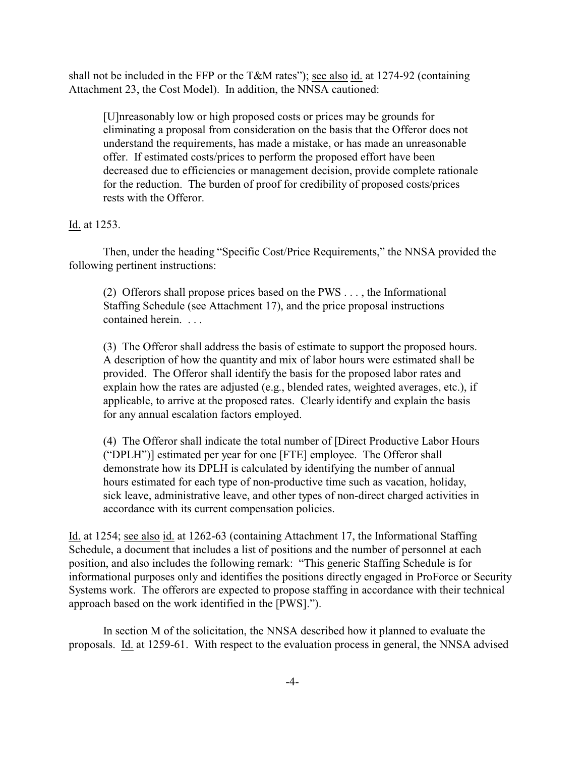shall not be included in the FFP or the T&M rates"); see also id. at 1274-92 (containing Attachment 23, the Cost Model). In addition, the NNSA cautioned:

> [U]nreasonably low or high proposed costs or prices may be grounds for eliminating a proposal from consideration on the basis that the Offeror does not understand the requirements, has made a mistake, or has made an unreasonable offer. If estimated costs/prices to perform the proposed effort have been decreased due to efficiencies or management decision, provide complete rationale for the reduction. The burden of proof for credibility of proposed costs/prices rests with the Offeror.

Id. at 1253.

Then, under the heading "Specific Cost/Price Requirements," the NNSA provided the following pertinent instructions:

> (2) Offerors shall propose prices based on the PWS . . . , the Informational Staffing Schedule (see Attachment 17), and the price proposal instructions contained herein. . . .
>
> (3) The Offeror shall address the basis of estimate to support the proposed hours. A description of how the quantity and mix of labor hours were estimated shall be provided. The Offeror shall identify the basis for the proposed labor rates and explain how the rates are adjusted (e.g., blended rates, weighted averages, etc.), if applicable, to arrive at the proposed rates. Clearly identify and explain the basis for any annual escalation factors employed.
>
> (4) The Offeror shall indicate the total number of [Direct Productive Labor Hours ("DPLH")] estimated per year for one [FTE] employee. The Offeror shall demonstrate how its DPLH is calculated by identifying the number of annual hours estimated for each type of non-productive time such as vacation, holiday, sick leave, administrative leave, and other types of non-direct charged activities in accordance with its current compensation policies.

Id. at 1254; see also id. at 1262-63 (containing Attachment 17, the Informational Staffing Schedule, a document that includes a list of positions and the number of personnel at each position, and also includes the following remark: "This generic Staffing Schedule is for informational purposes only and identifies the positions directly engaged in ProForce or Security Systems work. The offerors are expected to propose staffing in accordance with their technical approach based on the work identified in the [PWS].").

In section M of the solicitation, the NNSA described how it planned to evaluate the proposals. Id. at 1259-61. With respect to the evaluation process in general, the NNSA advised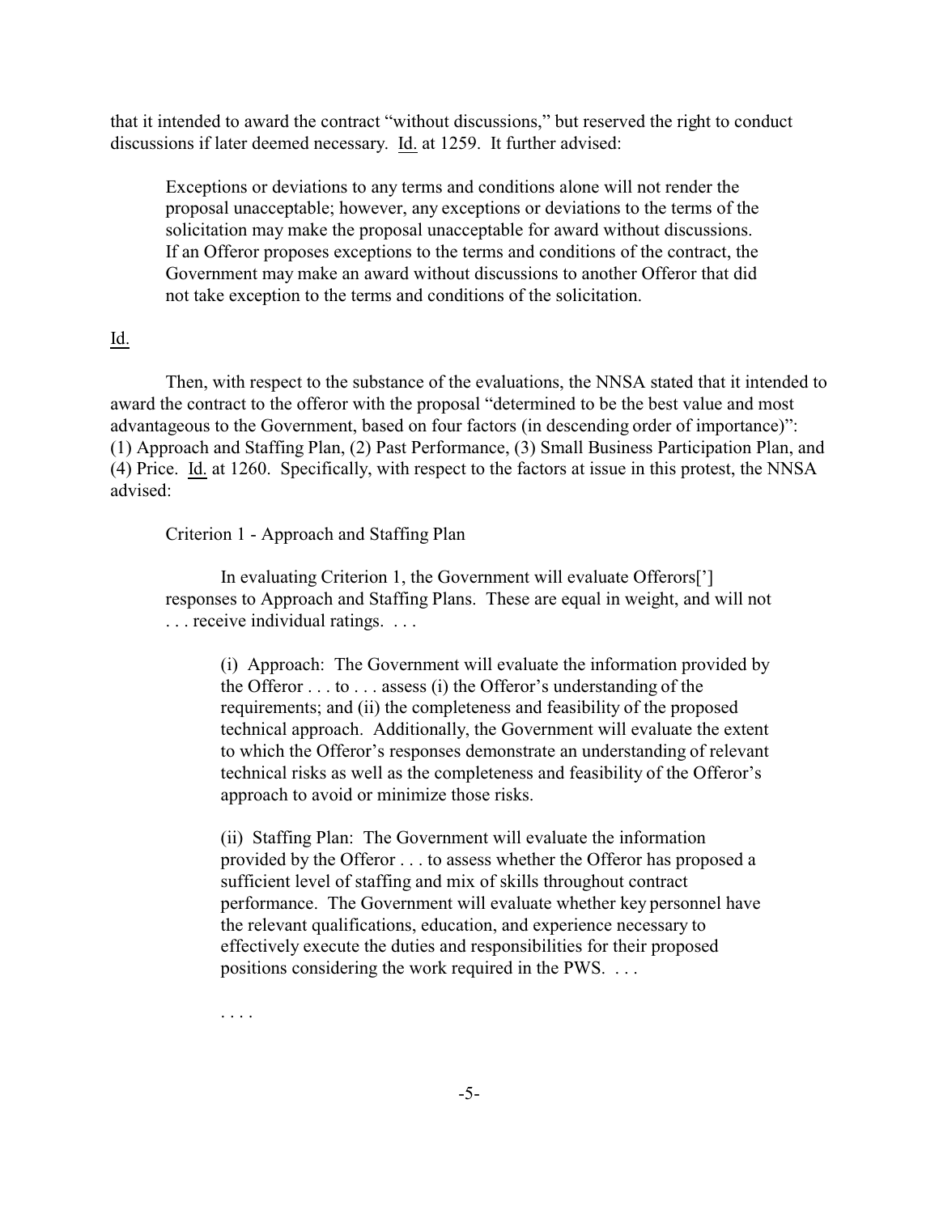that it intended to award the contract "without discussions," but reserved the right to conduct discussions if later deemed necessary. Id. at 1259. It further advised:

> Exceptions or deviations to any terms and conditions alone will not render the proposal unacceptable; however, any exceptions or deviations to the terms of the solicitation may make the proposal unacceptable for award without discussions. If an Offeror proposes exceptions to the terms and conditions of the contract, the Government may make an award without discussions to another Offeror that did not take exception to the terms and conditions of the solicitation.

Id.

Then, with respect to the substance of the evaluations, the NNSA stated that it intended to award the contract to the offeror with the proposal "determined to be the best value and most advantageous to the Government, based on four factors (in descending order of importance)": (1) Approach and Staffing Plan, (2) Past Performance, (3) Small Business Participation Plan, and (4) Price. Id. at 1260. Specifically, with respect to the factors at issue in this protest, the NNSA advised:

> Criterion 1 - Approach and Staffing Plan
>
> In evaluating Criterion 1, the Government will evaluate Offerors['] responses to Approach and Staffing Plans. These are equal in weight, and will not . . . receive individual ratings. . . .
>
> > (i) Approach: The Government will evaluate the information provided by the Offeror . . . to . . . assess (i) the Offeror's understanding of the requirements; and (ii) the completeness and feasibility of the proposed technical approach. Additionally, the Government will evaluate the extent to which the Offeror's responses demonstrate an understanding of relevant technical risks as well as the completeness and feasibility of the Offeror's approach to avoid or minimize those risks.
> >
> > (ii) Staffing Plan: The Government will evaluate the information provided by the Offeror . . . to assess whether the Offeror has proposed a sufficient level of staffing and mix of skills throughout contract performance. The Government will evaluate whether key personnel have the relevant qualifications, education, and experience necessary to effectively execute the duties and responsibilities for their proposed positions considering the work required in the PWS. . . .
>
> . . . .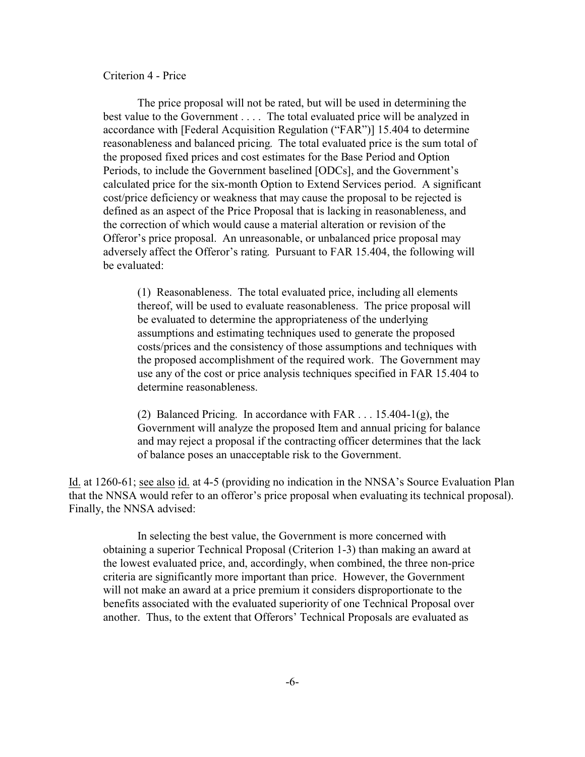Criterion 4 - Price

> The price proposal will not be rated, but will be used in determining the best value to the Government . . . . The total evaluated price will be analyzed in accordance with [Federal Acquisition Regulation ("FAR")] 15.404 to determine reasonableness and balanced pricing. The total evaluated price is the sum total of the proposed fixed prices and cost estimates for the Base Period and Option Periods, to include the Government baselined [ODCs], and the Government's calculated price for the six-month Option to Extend Services period. A significant cost/price deficiency or weakness that may cause the proposal to be rejected is defined as an aspect of the Price Proposal that is lacking in reasonableness, and the correction of which would cause a material alteration or revision of the Offeror's price proposal. An unreasonable, or unbalanced price proposal may adversely affect the Offeror's rating. Pursuant to FAR 15.404, the following will be evaluated:
>
> > (1) Reasonableness. The total evaluated price, including all elements thereof, will be used to evaluate reasonableness. The price proposal will be evaluated to determine the appropriateness of the underlying assumptions and estimating techniques used to generate the proposed costs/prices and the consistency of those assumptions and techniques with the proposed accomplishment of the required work. The Government may use any of the cost or price analysis techniques specified in FAR 15.404 to determine reasonableness.
> >
> > (2) Balanced Pricing. In accordance with FAR . . . 15.404-1(g), the Government will analyze the proposed Item and annual pricing for balance and may reject a proposal if the contracting officer determines that the lack of balance poses an unacceptable risk to the Government.

Id. at 1260-61; see also id. at 4-5 (providing no indication in the NNSA's Source Evaluation Plan that the NNSA would refer to an offeror's price proposal when evaluating its technical proposal). Finally, the NNSA advised:

> In selecting the best value, the Government is more concerned with obtaining a superior Technical Proposal (Criterion 1-3) than making an award at the lowest evaluated price, and, accordingly, when combined, the three non-price criteria are significantly more important than price. However, the Government will not make an award at a price premium it considers disproportionate to the benefits associated with the evaluated superiority of one Technical Proposal over another. Thus, to the extent that Offerors' Technical Proposals are evaluated as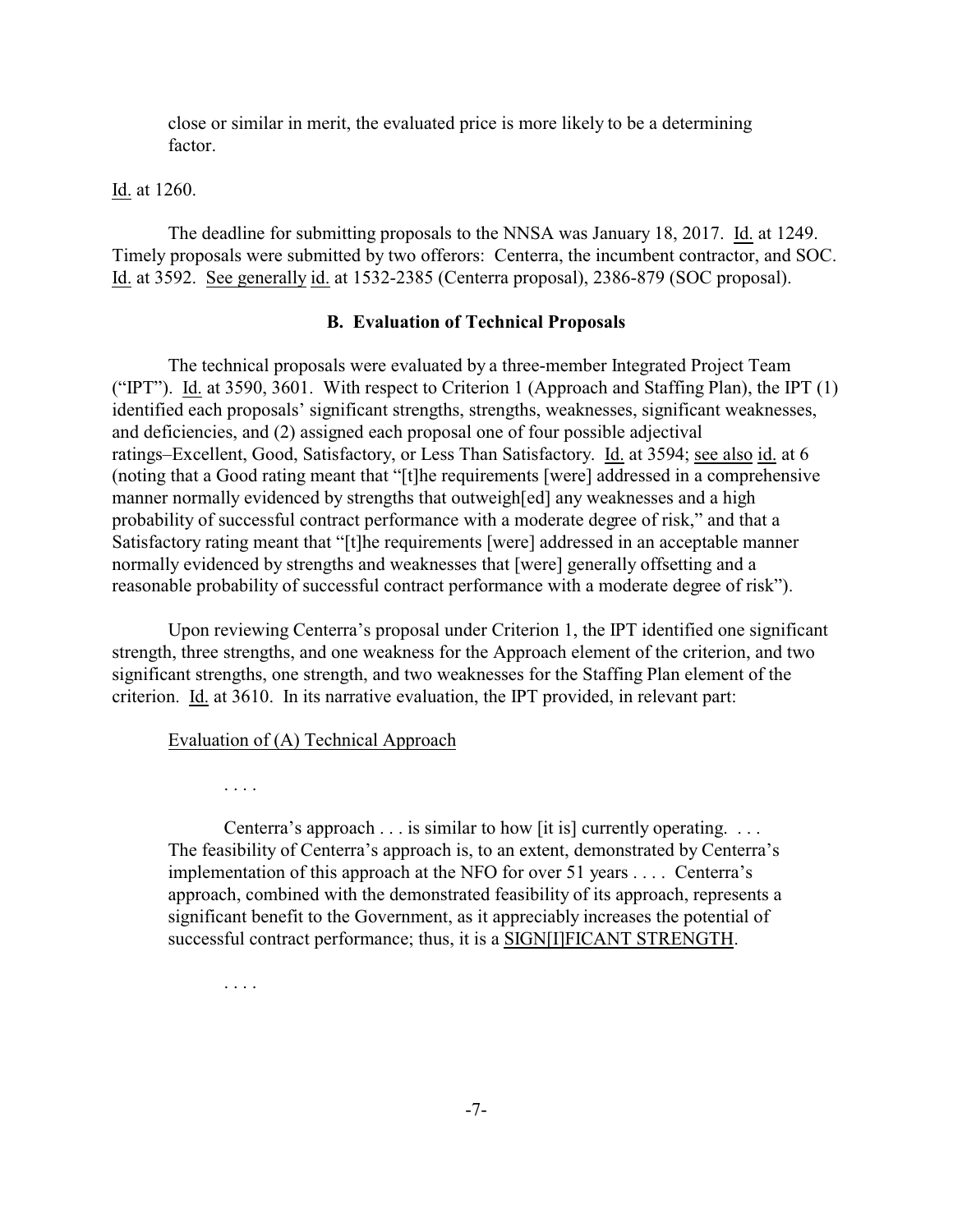close or similar in merit, the evaluated price is more likely to be a determining factor.

Id. at 1260.

The deadline for submitting proposals to the NNSA was January 18, 2017. Id. at 1249. Timely proposals were submitted by two offerors: Centerra, the incumbent contractor, and SOC. Id. at 3592. See generally id. at 1532-2385 (Centerra proposal), 2386-879 (SOC proposal).

### B. Evaluation of Technical Proposals

The technical proposals were evaluated by a three-member Integrated Project Team ("IPT"). Id. at 3590, 3601. With respect to Criterion 1 (Approach and Staffing Plan), the IPT (1) identified each proposals' significant strengths, strengths, weaknesses, significant weaknesses, and deficiencies, and (2) assigned each proposal one of four possible adjectival ratings–Excellent, Good, Satisfactory, or Less Than Satisfactory. Id. at 3594; see also id. at 6 (noting that a Good rating meant that "[t]he requirements [were] addressed in a comprehensive manner normally evidenced by strengths that outweigh[ed] any weaknesses and a high probability of successful contract performance with a moderate degree of risk," and that a Satisfactory rating meant that "[t]he requirements [were] addressed in an acceptable manner normally evidenced by strengths and weaknesses that [were] generally offsetting and a reasonable probability of successful contract performance with a moderate degree of risk").

Upon reviewing Centerra's proposal under Criterion 1, the IPT identified one significant strength, three strengths, and one weakness for the Approach element of the criterion, and two significant strengths, one strength, and two weaknesses for the Staffing Plan element of the criterion. Id. at 3610. In its narrative evaluation, the IPT provided, in relevant part:

> Evaluation of (A) Technical Approach
>
> . . . .
>
> Centerra's approach . . . is similar to how [it is] currently operating. . . . The feasibility of Centerra's approach is, to an extent, demonstrated by Centerra's implementation of this approach at the NFO for over 51 years . . . . Centerra's approach, combined with the demonstrated feasibility of its approach, represents a significant benefit to the Government, as it appreciably increases the potential of successful contract performance; thus, it is a SIGN[I]FICANT STRENGTH.
>
> . . . .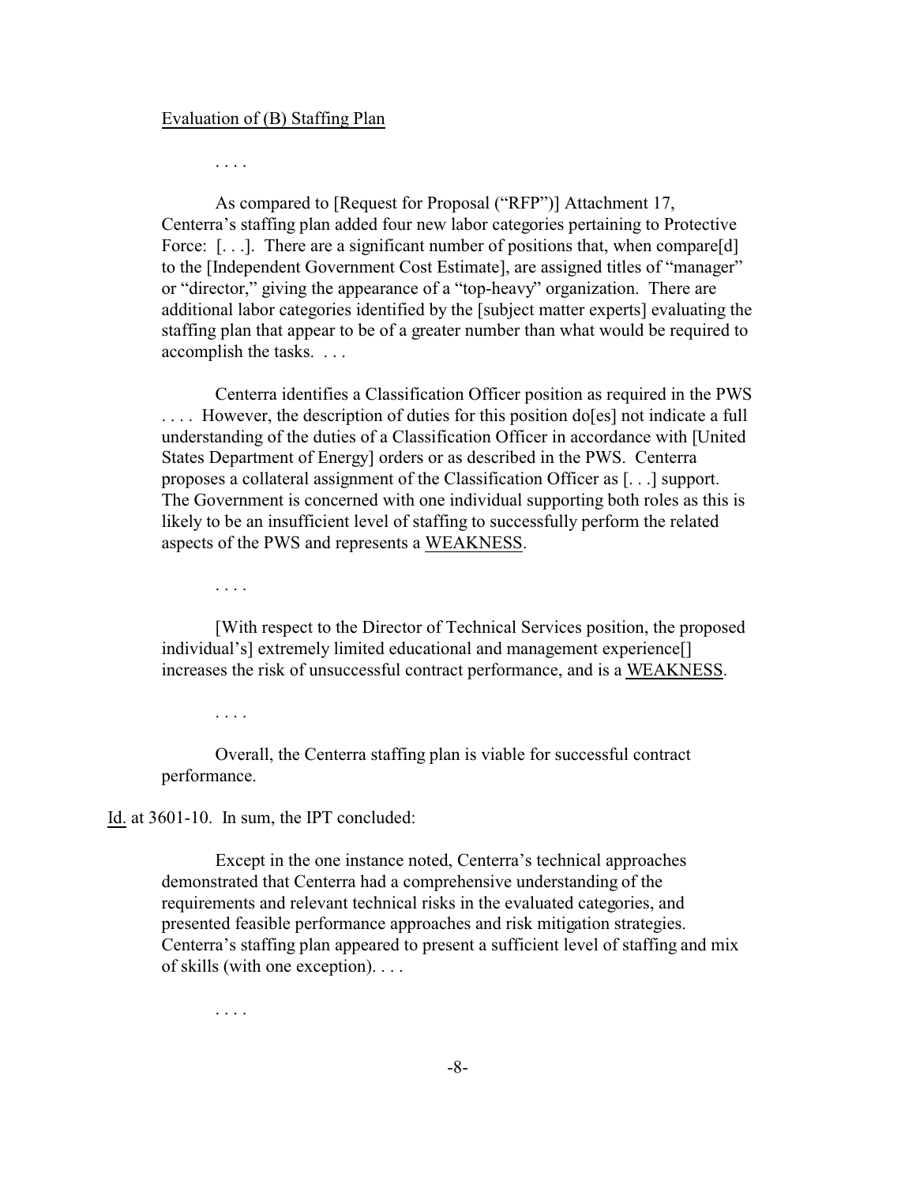Evaluation of (B) Staffing Plan

> . . . .
>
> As compared to [Request for Proposal ("RFP")] Attachment 17, Centerra's staffing plan added four new labor categories pertaining to Protective Force: [. . .]. There are a significant number of positions that, when compare[d] to the [Independent Government Cost Estimate], are assigned titles of "manager" or "director," giving the appearance of a "top-heavy" organization. There are additional labor categories identified by the [subject matter experts] evaluating the staffing plan that appear to be of a greater number than what would be required to accomplish the tasks. . . .
>
> Centerra identifies a Classification Officer position as required in the PWS . . . . However, the description of duties for this position do[es] not indicate a full understanding of the duties of a Classification Officer in accordance with [United States Department of Energy] orders or as described in the PWS. Centerra proposes a collateral assignment of the Classification Officer as [. . .] support. The Government is concerned with one individual supporting both roles as this is likely to be an insufficient level of staffing to successfully perform the related aspects of the PWS and represents a WEAKNESS.
>
> . . . .
>
> [With respect to the Director of Technical Services position, the proposed individual's] extremely limited educational and management experience[] increases the risk of unsuccessful contract performance, and is a WEAKNESS.
>
> . . . .
>
> Overall, the Centerra staffing plan is viable for successful contract performance.

Id. at 3601-10. In sum, the IPT concluded:

> Except in the one instance noted, Centerra's technical approaches demonstrated that Centerra had a comprehensive understanding of the requirements and relevant technical risks in the evaluated categories, and presented feasible performance approaches and risk mitigation strategies. Centerra's staffing plan appeared to present a sufficient level of staffing and mix of skills (with one exception). . . .
>
> . . . .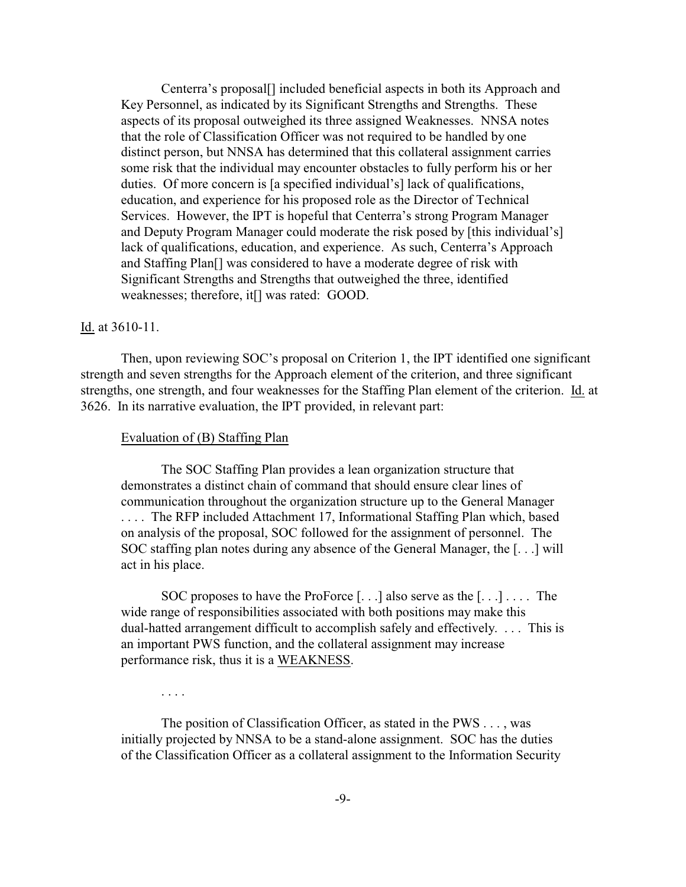> Centerra's proposal[] included beneficial aspects in both its Approach and Key Personnel, as indicated by its Significant Strengths and Strengths. These aspects of its proposal outweighed its three assigned Weaknesses. NNSA notes that the role of Classification Officer was not required to be handled by one distinct person, but NNSA has determined that this collateral assignment carries some risk that the individual may encounter obstacles to fully perform his or her duties. Of more concern is [a specified individual's] lack of qualifications, education, and experience for his proposed role as the Director of Technical Services. However, the IPT is hopeful that Centerra's strong Program Manager and Deputy Program Manager could moderate the risk posed by [this individual's] lack of qualifications, education, and experience. As such, Centerra's Approach and Staffing Plan[] was considered to have a moderate degree of risk with Significant Strengths and Strengths that outweighed the three, identified weaknesses; therefore, it[] was rated: GOOD.

Id. at 3610-11.

Then, upon reviewing SOC's proposal on Criterion 1, the IPT identified one significant strength and seven strengths for the Approach element of the criterion, and three significant strengths, one strength, and four weaknesses for the Staffing Plan element of the criterion. Id. at 3626. In its narrative evaluation, the IPT provided, in relevant part:

> Evaluation of (B) Staffing Plan
>
> The SOC Staffing Plan provides a lean organization structure that demonstrates a distinct chain of command that should ensure clear lines of communication throughout the organization structure up to the General Manager . . . . The RFP included Attachment 17, Informational Staffing Plan which, based on analysis of the proposal, SOC followed for the assignment of personnel. The SOC staffing plan notes during any absence of the General Manager, the [. . .] will act in his place.
>
> SOC proposes to have the ProForce [. . .] also serve as the [. . .] . . . . The wide range of responsibilities associated with both positions may make this dual-hatted arrangement difficult to accomplish safely and effectively. . . . This is an important PWS function, and the collateral assignment may increase performance risk, thus it is a WEAKNESS.
>
> . . . .
>
> The position of Classification Officer, as stated in the PWS . . . , was initially projected by NNSA to be a stand-alone assignment. SOC has the duties of the Classification Officer as a collateral assignment to the Information Security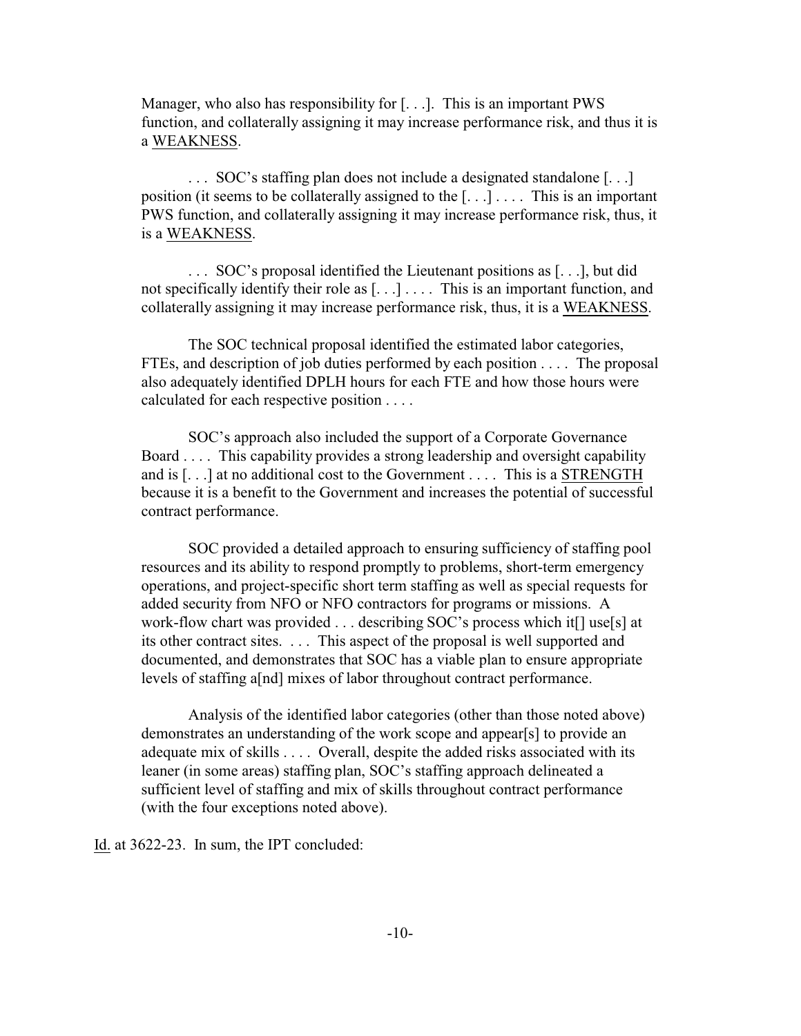Manager, who also has responsibility for [. . .]. This is an important PWS function, and collaterally assigning it may increase performance risk, and thus it is a WEAKNESS.

> . . . SOC's staffing plan does not include a designated standalone [. . .] position (it seems to be collaterally assigned to the [. . .] . . . . This is an important PWS function, and collaterally assigning it may increase performance risk, thus, it is a WEAKNESS.
>
> . . . SOC's proposal identified the Lieutenant positions as [. . .], but did not specifically identify their role as [. . .] . . . . This is an important function, and collaterally assigning it may increase performance risk, thus, it is a WEAKNESS.
>
> The SOC technical proposal identified the estimated labor categories, FTEs, and description of job duties performed by each position . . . . The proposal also adequately identified DPLH hours for each FTE and how those hours were calculated for each respective position . . . .
>
> SOC's approach also included the support of a Corporate Governance Board . . . . This capability provides a strong leadership and oversight capability and is [. . .] at no additional cost to the Government . . . . This is a STRENGTH because it is a benefit to the Government and increases the potential of successful contract performance.
>
> SOC provided a detailed approach to ensuring sufficiency of staffing pool resources and its ability to respond promptly to problems, short-term emergency operations, and project-specific short term staffing as well as special requests for added security from NFO or NFO contractors for programs or missions. A work-flow chart was provided . . . describing SOC's process which it[] use[s] at its other contract sites. . . . This aspect of the proposal is well supported and documented, and demonstrates that SOC has a viable plan to ensure appropriate levels of staffing a[nd] mixes of labor throughout contract performance.
>
> Analysis of the identified labor categories (other than those noted above) demonstrates an understanding of the work scope and appear[s] to provide an adequate mix of skills . . . . Overall, despite the added risks associated with its leaner (in some areas) staffing plan, SOC's staffing approach delineated a sufficient level of staffing and mix of skills throughout contract performance (with the four exceptions noted above).

Id. at 3622-23. In sum, the IPT concluded: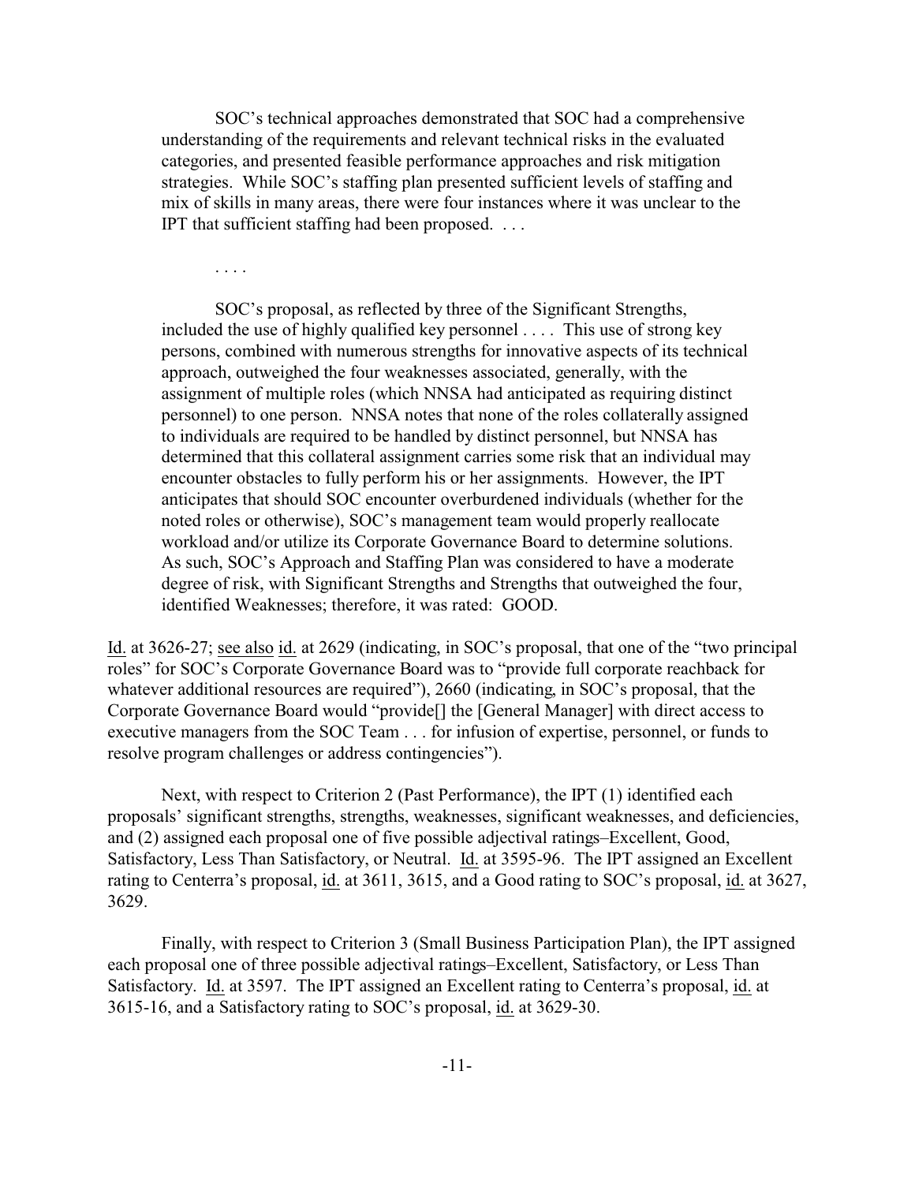> SOC's technical approaches demonstrated that SOC had a comprehensive understanding of the requirements and relevant technical risks in the evaluated categories, and presented feasible performance approaches and risk mitigation strategies. While SOC's staffing plan presented sufficient levels of staffing and mix of skills in many areas, there were four instances where it was unclear to the IPT that sufficient staffing had been proposed. . . .
>
> . . . .
>
> SOC's proposal, as reflected by three of the Significant Strengths, included the use of highly qualified key personnel . . . . This use of strong key persons, combined with numerous strengths for innovative aspects of its technical approach, outweighed the four weaknesses associated, generally, with the assignment of multiple roles (which NNSA had anticipated as requiring distinct personnel) to one person. NNSA notes that none of the roles collaterally assigned to individuals are required to be handled by distinct personnel, but NNSA has determined that this collateral assignment carries some risk that an individual may encounter obstacles to fully perform his or her assignments. However, the IPT anticipates that should SOC encounter overburdened individuals (whether for the noted roles or otherwise), SOC's management team would properly reallocate workload and/or utilize its Corporate Governance Board to determine solutions. As such, SOC's Approach and Staffing Plan was considered to have a moderate degree of risk, with Significant Strengths and Strengths that outweighed the four, identified Weaknesses; therefore, it was rated: GOOD.

Id. at 3626-27; see also id. at 2629 (indicating, in SOC's proposal, that one of the "two principal roles" for SOC's Corporate Governance Board was to "provide full corporate reachback for whatever additional resources are required"), 2660 (indicating, in SOC's proposal, that the Corporate Governance Board would "provide[] the [General Manager] with direct access to executive managers from the SOC Team . . . for infusion of expertise, personnel, or funds to resolve program challenges or address contingencies").

Next, with respect to Criterion 2 (Past Performance), the IPT (1) identified each proposals' significant strengths, strengths, weaknesses, significant weaknesses, and deficiencies, and (2) assigned each proposal one of five possible adjectival ratings–Excellent, Good, Satisfactory, Less Than Satisfactory, or Neutral. Id. at 3595-96. The IPT assigned an Excellent rating to Centerra's proposal, id. at 3611, 3615, and a Good rating to SOC's proposal, id. at 3627, 3629.

Finally, with respect to Criterion 3 (Small Business Participation Plan), the IPT assigned each proposal one of three possible adjectival ratings–Excellent, Satisfactory, or Less Than Satisfactory. Id. at 3597. The IPT assigned an Excellent rating to Centerra's proposal, id. at 3615-16, and a Satisfactory rating to SOC's proposal, id. at 3629-30.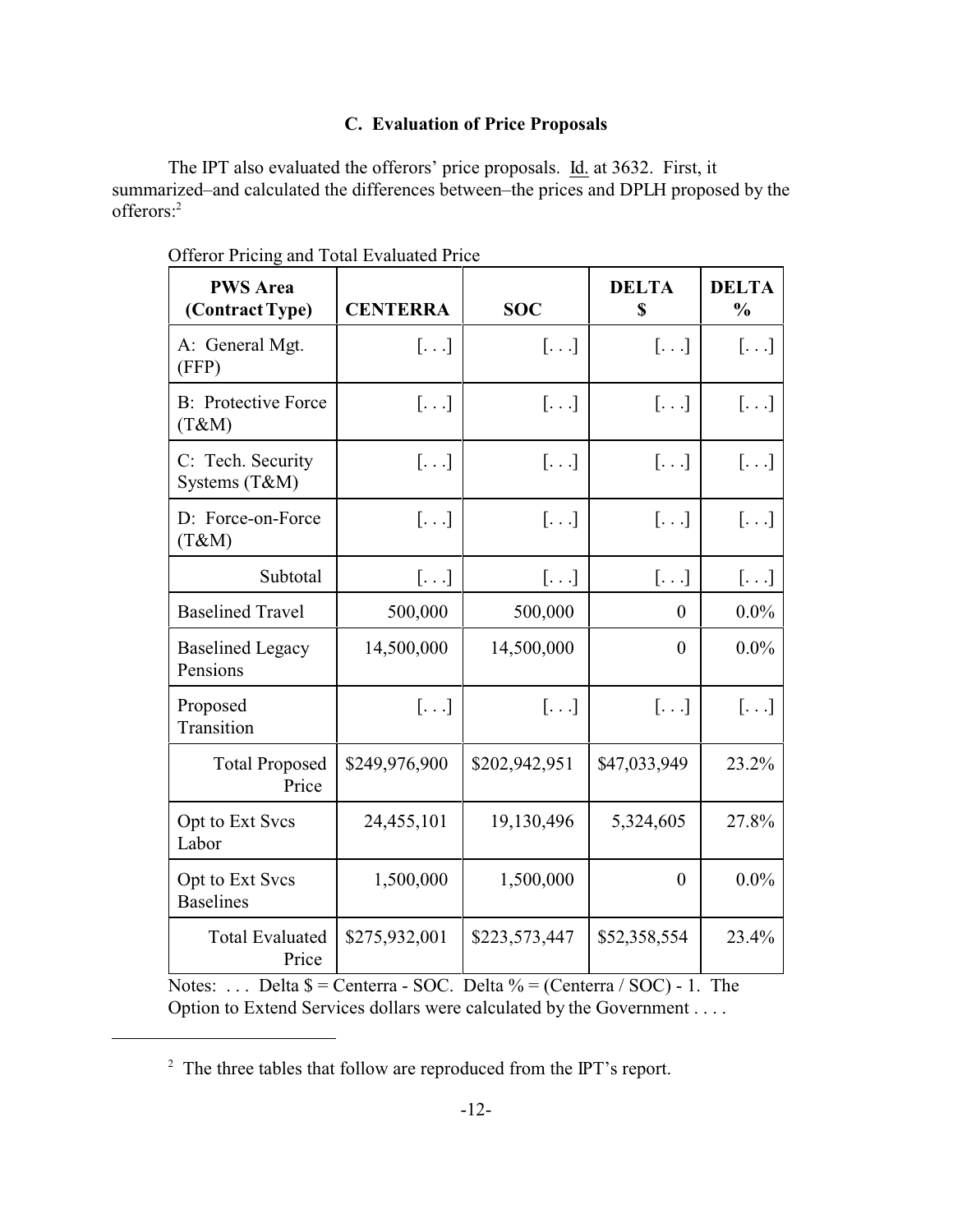### C. Evaluation of Price Proposals

The IPT also evaluated the offerors' price proposals. Id. at 3632. First, it summarized–and calculated the differences between–the prices and DPLH proposed by the offerors:[2]

Offeror Pricing and Total Evaluated Price

| PWS Area (Contract Type) | CENTERRA | SOC | DELTA $ | DELTA % |
|---|---|---|---|---|
| A: General Mgt. (FFP) | [. . .] | [. . .] | [. . .] | [. . .] |
| B: Protective Force (T&M) | [. . .] | [. . .] | [. . .] | [. . .] |
| C: Tech. Security Systems (T&M) | [. . .] | [. . .] | [. . .] | [. . .] |
| D: Force-on-Force (T&M) | [. . .] | [. . .] | [. . .] | [. . .] |
| Subtotal | [. . .] | [. . .] | [. . .] | [. . .] |
| Baselined Travel | 500,000 | 500,000 | 0 | 0.0% |
| Baselined Legacy Pensions | 14,500,000 | 14,500,000 | 0 | 0.0% |
| Proposed Transition | [. . .] | [. . .] | [. . .] | [. . .] |
| Total Proposed Price | $249,976,900 | $202,942,951 | $47,033,949 | 23.2% |
| Opt to Ext Svcs Labor | 24,455,101 | 19,130,496 | 5,324,605 | 27.8% |
| Opt to Ext Svcs Baselines | 1,500,000 | 1,500,000 | 0 | 0.0% |
| Total Evaluated Price | $275,932,001 | $223,573,447 | $52,358,554 | 23.4% |

Notes: . . . Delta $ = Centerra - SOC. Delta % = (Centerra / SOC) - 1. The Option to Extend Services dollars were calculated by the Government . . . .

[2] The three tables that follow are reproduced from the IPT's report.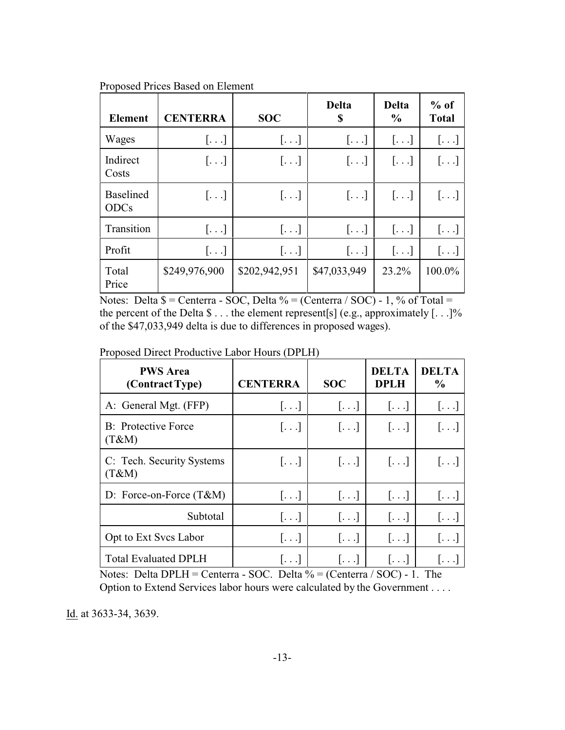Proposed Prices Based on Element

| Element | CENTERRA | SOC | Delta $ | Delta % | % of Total |
|---|---|---|---|---|---|
| Wages | [. . .] | [. . .] | [. . .] | [. . .] | [. . .] |
| Indirect Costs | [. . .] | [. . .] | [. . .] | [. . .] | [. . .] |
| Baselined ODCs | [. . .] | [. . .] | [. . .] | [. . .] | [. . .] |
| Transition | [. . .] | [. . .] | [. . .] | [. . .] | [. . .] |
| Profit | [. . .] | [. . .] | [. . .] | [. . .] | [. . .] |
| Total Price | $249,976,900 | $202,942,951 | $47,033,949 | 23.2% | 100.0% |

Notes: Delta $ = Centerra - SOC, Delta % = (Centerra / SOC) - 1, % of Total = the percent of the Delta $ . . . the element represent[s] (e.g., approximately [. . .]% of the $47,033,949 delta is due to differences in proposed wages).

Proposed Direct Productive Labor Hours (DPLH)

| PWS Area (Contract Type) | CENTERRA | SOC | DELTA DPLH | DELTA % |
|---|---|---|---|---|
| A: General Mgt. (FFP) | [. . .] | [. . .] | [. . .] | [. . .] |
| B: Protective Force (T&M) | [. . .] | [. . .] | [. . .] | [. . .] |
| C: Tech. Security Systems (T&M) | [. . .] | [. . .] | [. . .] | [. . .] |
| D: Force-on-Force (T&M) | [. . .] | [. . .] | [. . .] | [. . .] |
| Subtotal | [. . .] | [. . .] | [. . .] | [. . .] |
| Opt to Ext Svcs Labor | [. . .] | [. . .] | [. . .] | [. . .] |
| Total Evaluated DPLH | [. . .] | [. . .] | [. . .] | [. . .] |

Notes: Delta DPLH = Centerra - SOC. Delta % = (Centerra / SOC) - 1. The Option to Extend Services labor hours were calculated by the Government . . . .

Id. at 3633-34, 3639.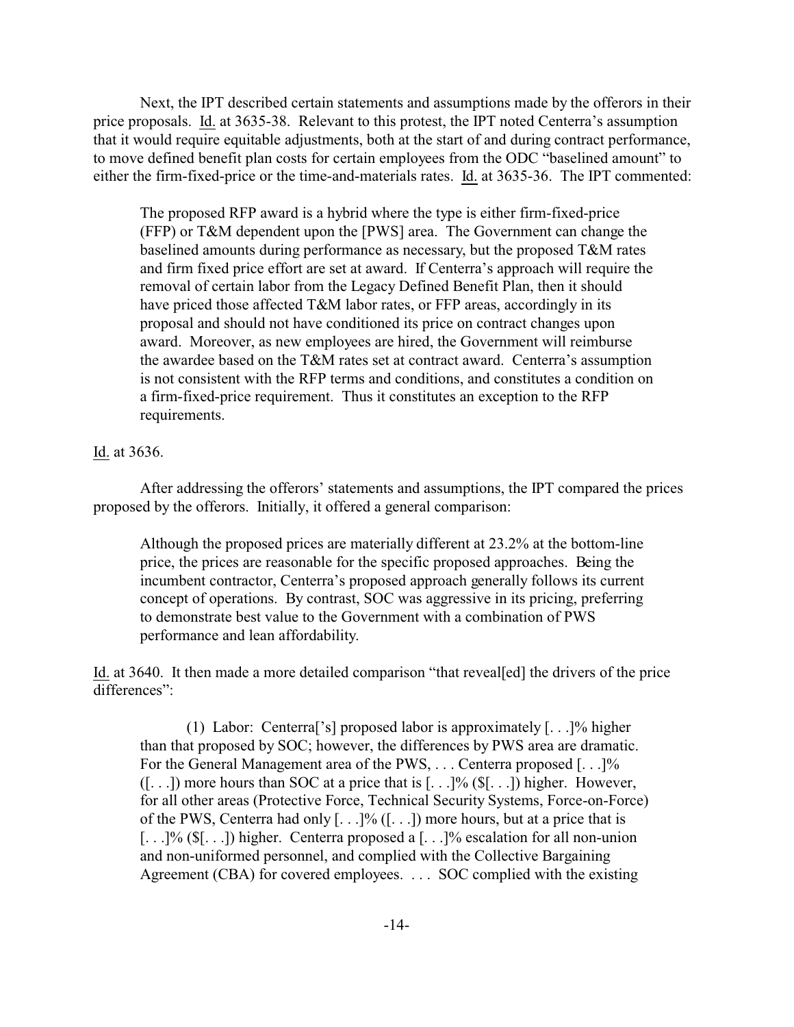Next, the IPT described certain statements and assumptions made by the offerors in their price proposals. Id. at 3635-38. Relevant to this protest, the IPT noted Centerra's assumption that it would require equitable adjustments, both at the start of and during contract performance, to move defined benefit plan costs for certain employees from the ODC "baselined amount" to either the firm-fixed-price or the time-and-materials rates. Id. at 3635-36. The IPT commented:

> The proposed RFP award is a hybrid where the type is either firm-fixed-price (FFP) or T&M dependent upon the [PWS] area. The Government can change the baselined amounts during performance as necessary, but the proposed T&M rates and firm fixed price effort are set at award. If Centerra's approach will require the removal of certain labor from the Legacy Defined Benefit Plan, then it should have priced those affected T&M labor rates, or FFP areas, accordingly in its proposal and should not have conditioned its price on contract changes upon award. Moreover, as new employees are hired, the Government will reimburse the awardee based on the T&M rates set at contract award. Centerra's assumption is not consistent with the RFP terms and conditions, and constitutes a condition on a firm-fixed-price requirement. Thus it constitutes an exception to the RFP requirements.

Id. at 3636.

After addressing the offerors' statements and assumptions, the IPT compared the prices proposed by the offerors. Initially, it offered a general comparison:

> Although the proposed prices are materially different at 23.2% at the bottom-line price, the prices are reasonable for the specific proposed approaches. Being the incumbent contractor, Centerra's proposed approach generally follows its current concept of operations. By contrast, SOC was aggressive in its pricing, preferring to demonstrate best value to the Government with a combination of PWS performance and lean affordability.

Id. at 3640. It then made a more detailed comparison "that reveal[ed] the drivers of the price differences":

> (1) Labor: Centerra['s] proposed labor is approximately [. . .]% higher than that proposed by SOC; however, the differences by PWS area are dramatic. For the General Management area of the PWS, . . . Centerra proposed [. . .]% ([. . .]) more hours than SOC at a price that is [. . .]% ($[. . .]) higher. However, for all other areas (Protective Force, Technical Security Systems, Force-on-Force) of the PWS, Centerra had only [. . .]% ([. . .]) more hours, but at a price that is [. . .]% ($[. . .]) higher. Centerra proposed a [. . .]% escalation for all non-union and non-uniformed personnel, and complied with the Collective Bargaining Agreement (CBA) for covered employees. . . . SOC complied with the existing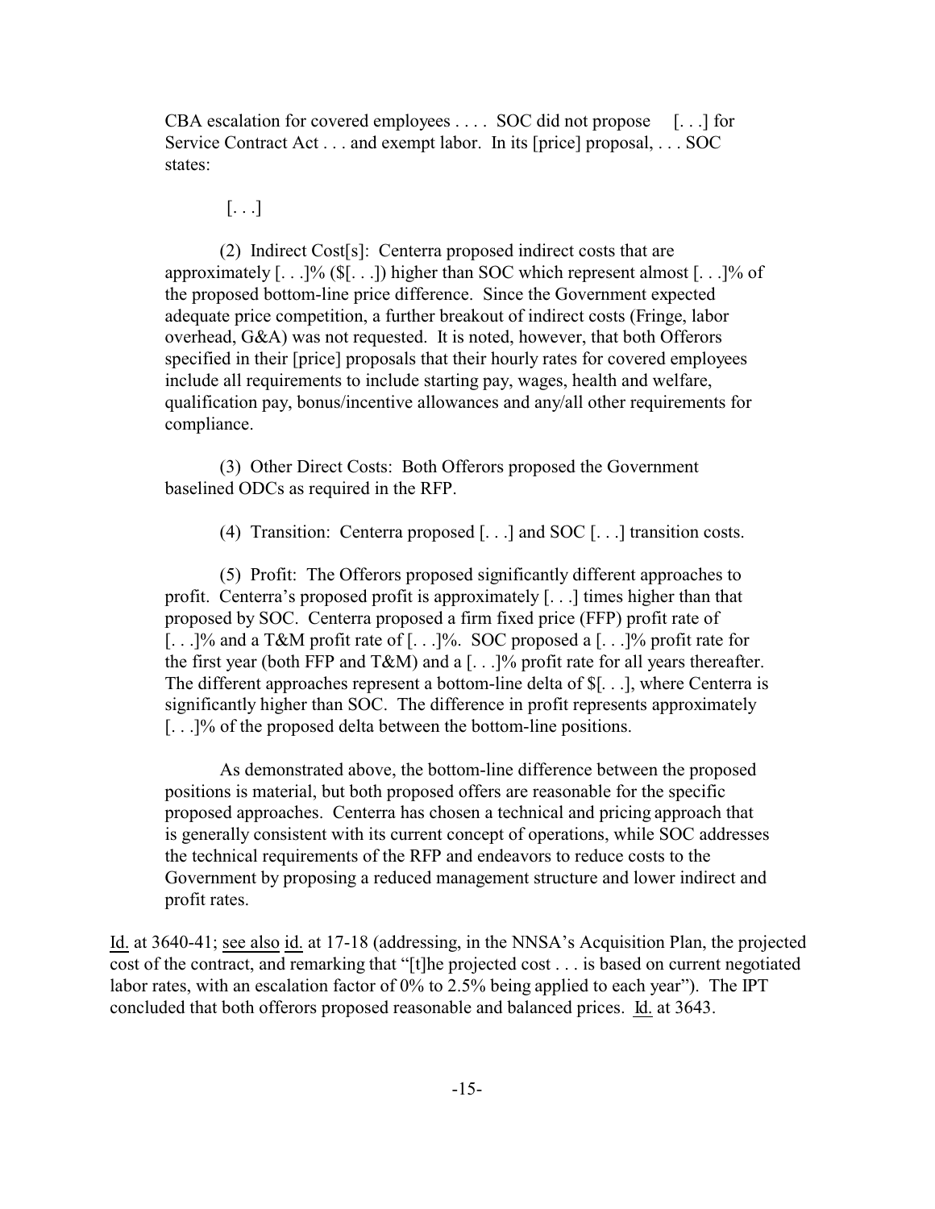CBA escalation for covered employees . . . . SOC did not propose [. . .] for Service Contract Act . . . and exempt labor. In its [price] proposal, . . . SOC states:

> [. . .]
>
> (2) Indirect Cost[s]: Centerra proposed indirect costs that are approximately [. . .]% ($[. . .]) higher than SOC which represent almost [. . .]% of the proposed bottom-line price difference. Since the Government expected adequate price competition, a further breakout of indirect costs (Fringe, labor overhead, G&A) was not requested. It is noted, however, that both Offerors specified in their [price] proposals that their hourly rates for covered employees include all requirements to include starting pay, wages, health and welfare, qualification pay, bonus/incentive allowances and any/all other requirements for compliance.
>
> (3) Other Direct Costs: Both Offerors proposed the Government baselined ODCs as required in the RFP.
>
> (4) Transition: Centerra proposed [. . .] and SOC [. . .] transition costs.
>
> (5) Profit: The Offerors proposed significantly different approaches to profit. Centerra's proposed profit is approximately [. . .] times higher than that proposed by SOC. Centerra proposed a firm fixed price (FFP) profit rate of [. . .]% and a T&M profit rate of [. . .]%. SOC proposed a [. . .]% profit rate for the first year (both FFP and T&M) and a [. . .]% profit rate for all years thereafter. The different approaches represent a bottom-line delta of $[. . .], where Centerra is significantly higher than SOC. The difference in profit represents approximately [. . .]% of the proposed delta between the bottom-line positions.
>
> As demonstrated above, the bottom-line difference between the proposed positions is material, but both proposed offers are reasonable for the specific proposed approaches. Centerra has chosen a technical and pricing approach that is generally consistent with its current concept of operations, while SOC addresses the technical requirements of the RFP and endeavors to reduce costs to the Government by proposing a reduced management structure and lower indirect and profit rates.

Id. at 3640-41; see also id. at 17-18 (addressing, in the NNSA's Acquisition Plan, the projected cost of the contract, and remarking that "[t]he projected cost . . . is based on current negotiated labor rates, with an escalation factor of 0% to 2.5% being applied to each year"). The IPT concluded that both offerors proposed reasonable and balanced prices. Id. at 3643.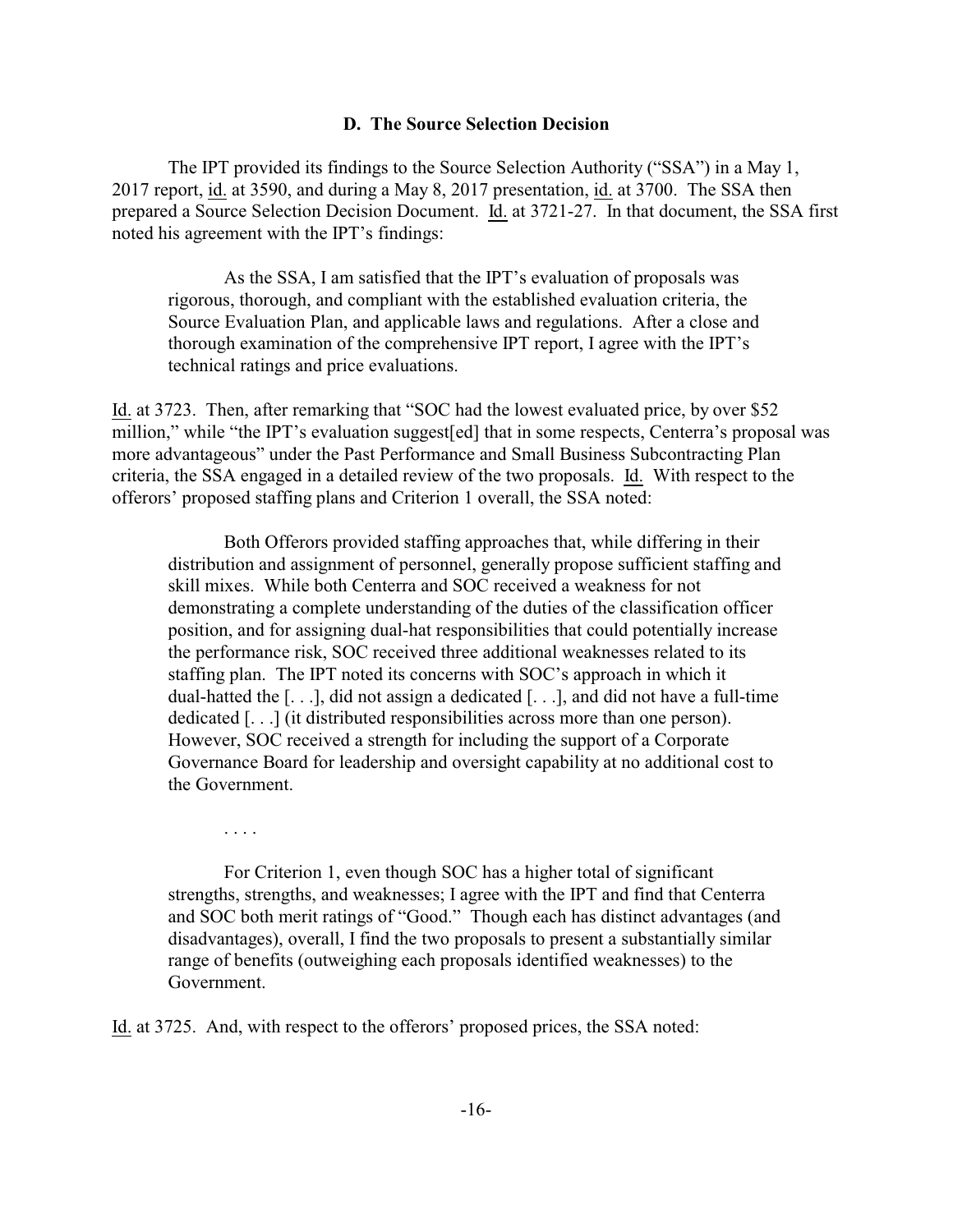### D. The Source Selection Decision

The IPT provided its findings to the Source Selection Authority ("SSA") in a May 1, 2017 report, id. at 3590, and during a May 8, 2017 presentation, id. at 3700. The SSA then prepared a Source Selection Decision Document. Id. at 3721-27. In that document, the SSA first noted his agreement with the IPT's findings:

> As the SSA, I am satisfied that the IPT's evaluation of proposals was rigorous, thorough, and compliant with the established evaluation criteria, the Source Evaluation Plan, and applicable laws and regulations. After a close and thorough examination of the comprehensive IPT report, I agree with the IPT's technical ratings and price evaluations.

Id. at 3723. Then, after remarking that "SOC had the lowest evaluated price, by over $52 million," while "the IPT's evaluation suggest[ed] that in some respects, Centerra's proposal was more advantageous" under the Past Performance and Small Business Subcontracting Plan criteria, the SSA engaged in a detailed review of the two proposals. Id. With respect to the offerors' proposed staffing plans and Criterion 1 overall, the SSA noted:

> Both Offerors provided staffing approaches that, while differing in their distribution and assignment of personnel, generally propose sufficient staffing and skill mixes. While both Centerra and SOC received a weakness for not demonstrating a complete understanding of the duties of the classification officer position, and for assigning dual-hat responsibilities that could potentially increase the performance risk, SOC received three additional weaknesses related to its staffing plan. The IPT noted its concerns with SOC's approach in which it dual-hatted the [. . .], did not assign a dedicated [. . .], and did not have a full-time dedicated [. . .] (it distributed responsibilities across more than one person). However, SOC received a strength for including the support of a Corporate Governance Board for leadership and oversight capability at no additional cost to the Government.
>
> . . . .
>
> For Criterion 1, even though SOC has a higher total of significant strengths, strengths, and weaknesses; I agree with the IPT and find that Centerra and SOC both merit ratings of "Good." Though each has distinct advantages (and disadvantages), overall, I find the two proposals to present a substantially similar range of benefits (outweighing each proposals identified weaknesses) to the Government.

Id. at 3725. And, with respect to the offerors' proposed prices, the SSA noted: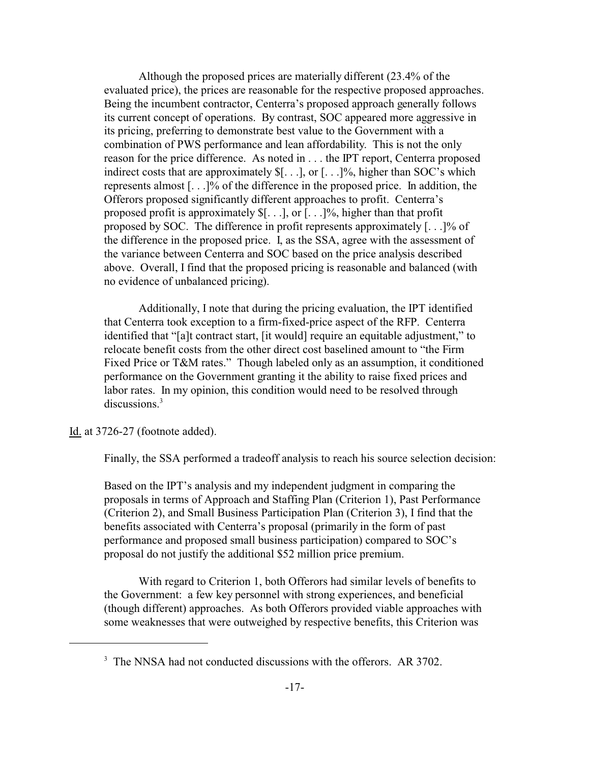> Although the proposed prices are materially different (23.4% of the evaluated price), the prices are reasonable for the respective proposed approaches. Being the incumbent contractor, Centerra's proposed approach generally follows its current concept of operations. By contrast, SOC appeared more aggressive in its pricing, preferring to demonstrate best value to the Government with a combination of PWS performance and lean affordability. This is not the only reason for the price difference. As noted in . . . the IPT report, Centerra proposed indirect costs that are approximately $[. . .], or [. . .]%, higher than SOC's which represents almost [. . .]% of the difference in the proposed price. In addition, the Offerors proposed significantly different approaches to profit. Centerra's proposed profit is approximately $[. . .], or [. . .]%, higher than that profit proposed by SOC. The difference in profit represents approximately [. . .]% of the difference in the proposed price. I, as the SSA, agree with the assessment of the variance between Centerra and SOC based on the price analysis described above. Overall, I find that the proposed pricing is reasonable and balanced (with no evidence of unbalanced pricing).
>
> Additionally, I note that during the pricing evaluation, the IPT identified that Centerra took exception to a firm-fixed-price aspect of the RFP. Centerra identified that "[a]t contract start, [it would] require an equitable adjustment," to relocate benefit costs from the other direct cost baselined amount to "the Firm Fixed Price or T&M rates." Though labeled only as an assumption, it conditioned performance on the Government granting it the ability to raise fixed prices and labor rates. In my opinion, this condition would need to be resolved through discussions.[3]

Id. at 3726-27 (footnote added).

Finally, the SSA performed a tradeoff analysis to reach his source selection decision:

> Based on the IPT's analysis and my independent judgment in comparing the proposals in terms of Approach and Staffing Plan (Criterion 1), Past Performance (Criterion 2), and Small Business Participation Plan (Criterion 3), I find that the benefits associated with Centerra's proposal (primarily in the form of past performance and proposed small business participation) compared to SOC's proposal do not justify the additional $52 million price premium.
>
> With regard to Criterion 1, both Offerors had similar levels of benefits to the Government: a few key personnel with strong experiences, and beneficial (though different) approaches. As both Offerors provided viable approaches with some weaknesses that were outweighed by respective benefits, this Criterion was

---

[3] The NNSA had not conducted discussions with the offerors. AR 3702.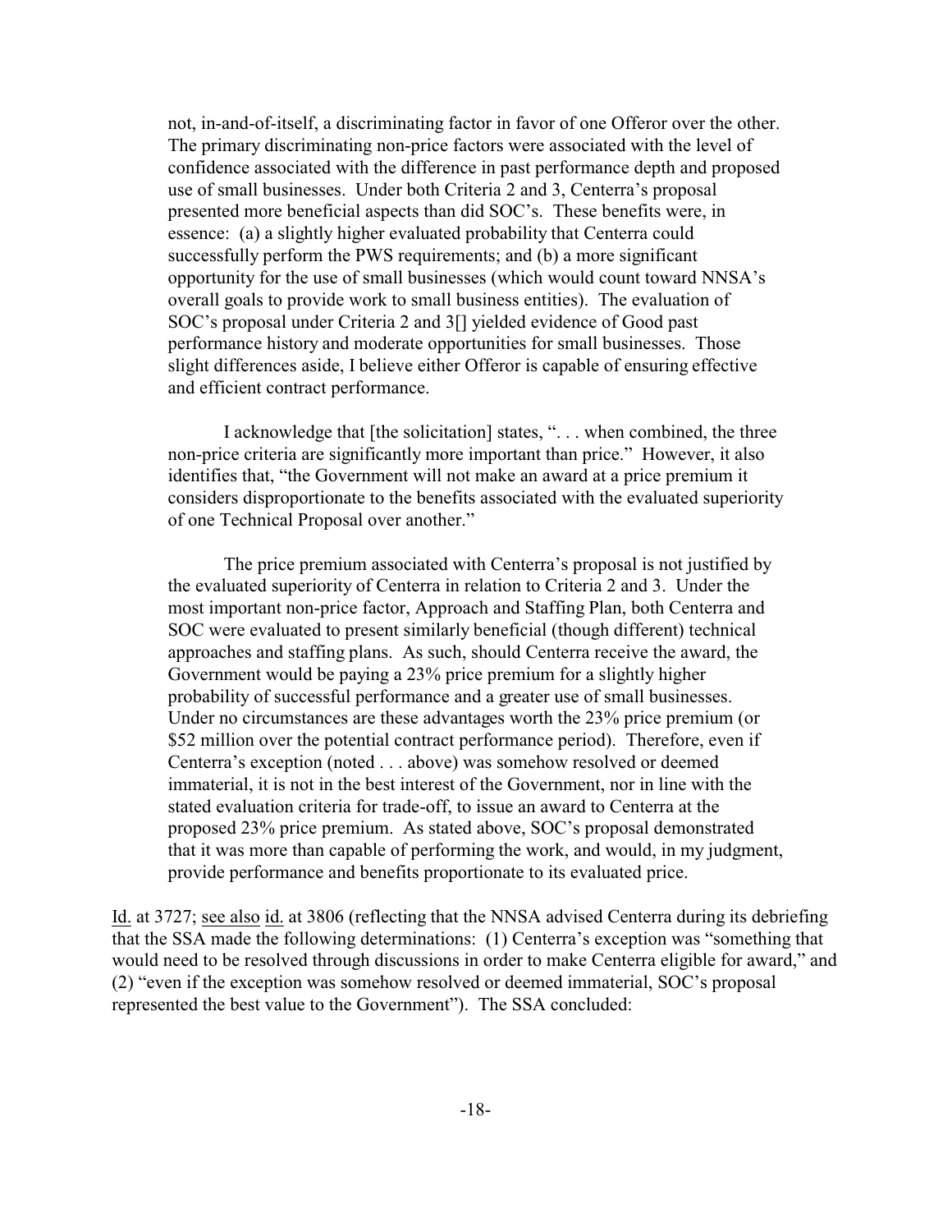> not, in-and-of-itself, a discriminating factor in favor of one Offeror over the other. The primary discriminating non-price factors were associated with the level of confidence associated with the difference in past performance depth and proposed use of small businesses. Under both Criteria 2 and 3, Centerra's proposal presented more beneficial aspects than did SOC's. These benefits were, in essence: (a) a slightly higher evaluated probability that Centerra could successfully perform the PWS requirements; and (b) a more significant opportunity for the use of small businesses (which would count toward NNSA's overall goals to provide work to small business entities). The evaluation of SOC's proposal under Criteria 2 and 3[] yielded evidence of Good past performance history and moderate opportunities for small businesses. Those slight differences aside, I believe either Offeror is capable of ensuring effective and efficient contract performance.
>
> I acknowledge that [the solicitation] states, ". . . when combined, the three non-price criteria are significantly more important than price." However, it also identifies that, "the Government will not make an award at a price premium it considers disproportionate to the benefits associated with the evaluated superiority of one Technical Proposal over another."
>
> The price premium associated with Centerra's proposal is not justified by the evaluated superiority of Centerra in relation to Criteria 2 and 3. Under the most important non-price factor, Approach and Staffing Plan, both Centerra and SOC were evaluated to present similarly beneficial (though different) technical approaches and staffing plans. As such, should Centerra receive the award, the Government would be paying a 23% price premium for a slightly higher probability of successful performance and a greater use of small businesses. Under no circumstances are these advantages worth the 23% price premium (or \$52 million over the potential contract performance period). Therefore, even if Centerra's exception (noted . . . above) was somehow resolved or deemed immaterial, it is not in the best interest of the Government, nor in line with the stated evaluation criteria for trade-off, to issue an award to Centerra at the proposed 23% price premium. As stated above, SOC's proposal demonstrated that it was more than capable of performing the work, and would, in my judgment, provide performance and benefits proportionate to its evaluated price.

Id. at 3727; see also id. at 3806 (reflecting that the NNSA advised Centerra during its debriefing that the SSA made the following determinations: (1) Centerra's exception was "something that would need to be resolved through discussions in order to make Centerra eligible for award," and (2) "even if the exception was somehow resolved or deemed immaterial, SOC's proposal represented the best value to the Government"). The SSA concluded: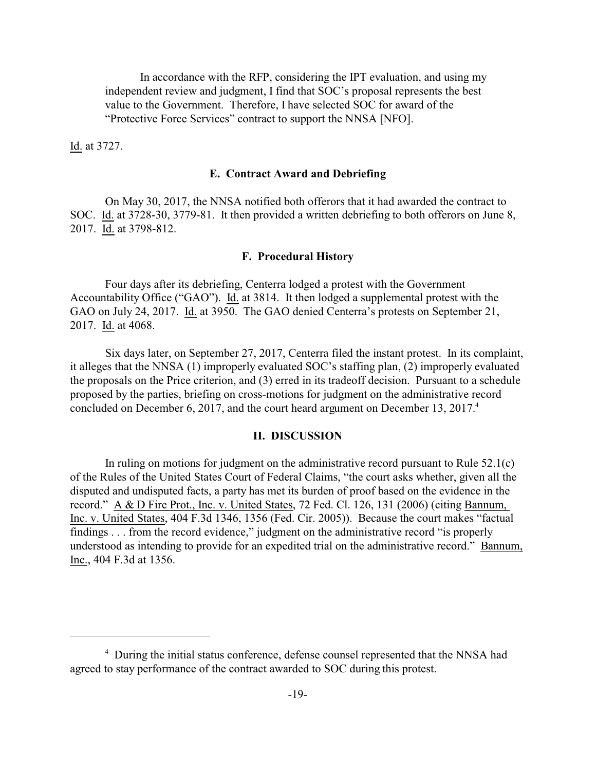> In accordance with the RFP, considering the IPT evaluation, and using my independent review and judgment, I find that SOC's proposal represents the best value to the Government. Therefore, I have selected SOC for award of the "Protective Force Services" contract to support the NNSA [NFO].

Id. at 3727.

### E. Contract Award and Debriefing

On May 30, 2017, the NNSA notified both offerors that it had awarded the contract to SOC. Id. at 3728-30, 3779-81. It then provided a written debriefing to both offerors on June 8, 2017. Id. at 3798-812.

### F. Procedural History

Four days after its debriefing, Centerra lodged a protest with the Government Accountability Office ("GAO"). Id. at 3814. It then lodged a supplemental protest with the GAO on July 24, 2017. Id. at 3950. The GAO denied Centerra's protests on September 21, 2017. Id. at 4068.

Six days later, on September 27, 2017, Centerra filed the instant protest. In its complaint, it alleges that the NNSA (1) improperly evaluated SOC's staffing plan, (2) improperly evaluated the proposals on the Price criterion, and (3) erred in its tradeoff decision. Pursuant to a schedule proposed by the parties, briefing on cross-motions for judgment on the administrative record concluded on December 6, 2017, and the court heard argument on December 13, 2017.[4]

## II. DISCUSSION

In ruling on motions for judgment on the administrative record pursuant to Rule 52.1(c) of the Rules of the United States Court of Federal Claims, "the court asks whether, given all the disputed and undisputed facts, a party has met its burden of proof based on the evidence in the record." A & D Fire Prot., Inc. v. United States, 72 Fed. Cl. 126, 131 (2006) (citing Bannum, Inc. v. United States, 404 F.3d 1346, 1356 (Fed. Cir. 2005)). Because the court makes "factual findings . . . from the record evidence," judgment on the administrative record "is properly understood as intending to provide for an expedited trial on the administrative record." Bannum, Inc., 404 F.3d at 1356.

---

[4] During the initial status conference, defense counsel represented that the NNSA had agreed to stay performance of the contract awarded to SOC during this protest.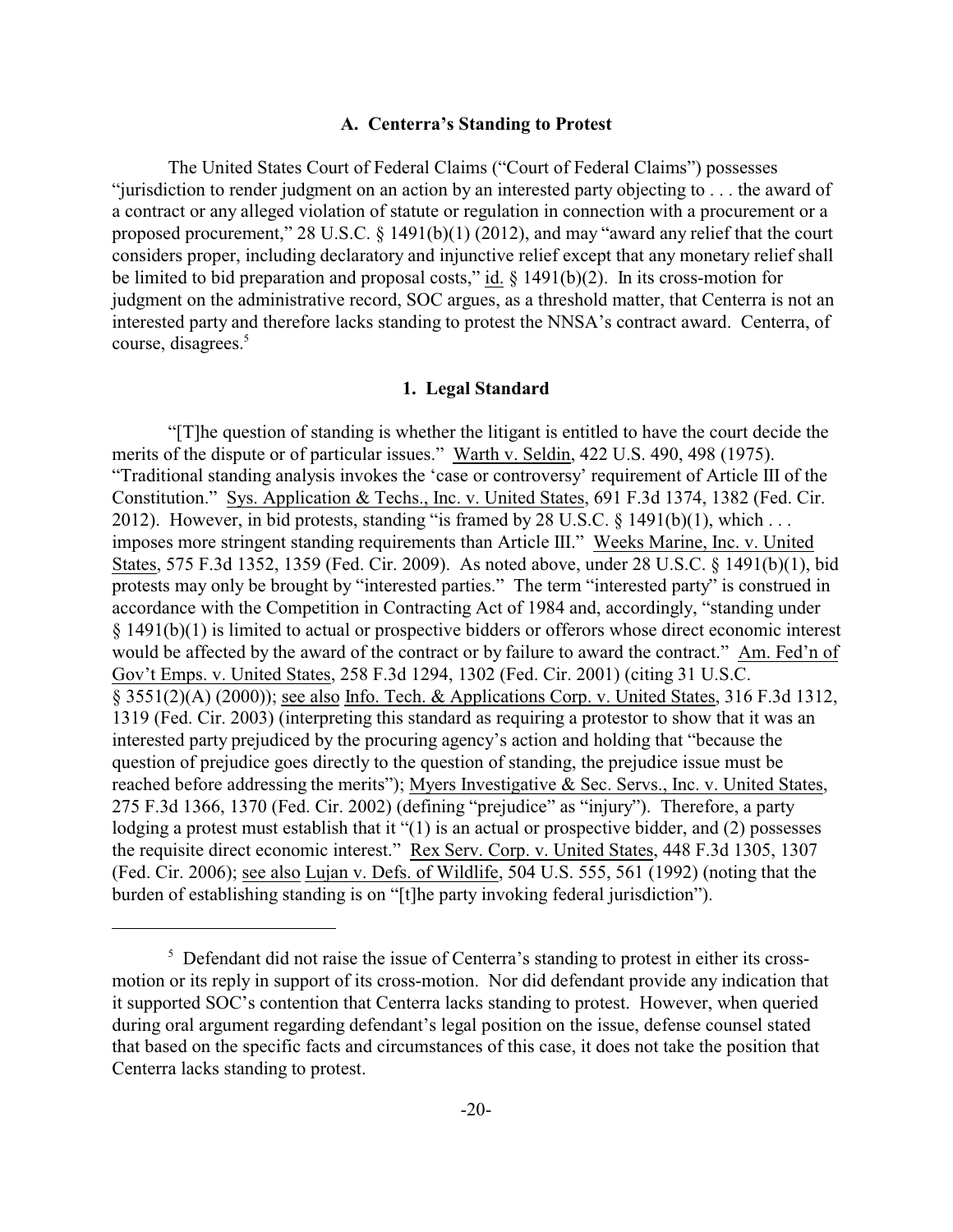### A. Centerra's Standing to Protest

The United States Court of Federal Claims ("Court of Federal Claims") possesses "jurisdiction to render judgment on an action by an interested party objecting to . . . the award of a contract or any alleged violation of statute or regulation in connection with a procurement or a proposed procurement," 28 U.S.C. § 1491(b)(1) (2012), and may "award any relief that the court considers proper, including declaratory and injunctive relief except that any monetary relief shall be limited to bid preparation and proposal costs," id. § 1491(b)(2). In its cross-motion for judgment on the administrative record, SOC argues, as a threshold matter, that Centerra is not an interested party and therefore lacks standing to protest the NNSA's contract award. Centerra, of course, disagrees.[5]

#### 1. Legal Standard

"[T]he question of standing is whether the litigant is entitled to have the court decide the merits of the dispute or of particular issues." Warth v. Seldin, 422 U.S. 490, 498 (1975). "Traditional standing analysis invokes the 'case or controversy' requirement of Article III of the Constitution." Sys. Application & Techs., Inc. v. United States, 691 F.3d 1374, 1382 (Fed. Cir. 2012). However, in bid protests, standing "is framed by 28 U.S.C. § 1491(b)(1), which . . . imposes more stringent standing requirements than Article III." Weeks Marine, Inc. v. United States, 575 F.3d 1352, 1359 (Fed. Cir. 2009). As noted above, under 28 U.S.C. § 1491(b)(1), bid protests may only be brought by "interested parties." The term "interested party" is construed in accordance with the Competition in Contracting Act of 1984 and, accordingly, "standing under § 1491(b)(1) is limited to actual or prospective bidders or offerors whose direct economic interest would be affected by the award of the contract or by failure to award the contract." Am. Fed'n of Gov't Emps. v. United States, 258 F.3d 1294, 1302 (Fed. Cir. 2001) (citing 31 U.S.C. § 3551(2)(A) (2000)); see also Info. Tech. & Applications Corp. v. United States, 316 F.3d 1312, 1319 (Fed. Cir. 2003) (interpreting this standard as requiring a protestor to show that it was an interested party prejudiced by the procuring agency's action and holding that "because the question of prejudice goes directly to the question of standing, the prejudice issue must be reached before addressing the merits"); Myers Investigative & Sec. Servs., Inc. v. United States, 275 F.3d 1366, 1370 (Fed. Cir. 2002) (defining "prejudice" as "injury"). Therefore, a party lodging a protest must establish that it "(1) is an actual or prospective bidder, and (2) possesses the requisite direct economic interest." Rex Serv. Corp. v. United States, 448 F.3d 1305, 1307 (Fed. Cir. 2006); see also Lujan v. Defs. of Wildlife, 504 U.S. 555, 561 (1992) (noting that the burden of establishing standing is on "[t]he party invoking federal jurisdiction").

---

[5] Defendant did not raise the issue of Centerra's standing to protest in either its cross-motion or its reply in support of its cross-motion. Nor did defendant provide any indication that it supported SOC's contention that Centerra lacks standing to protest. However, when queried during oral argument regarding defendant's legal position on the issue, defense counsel stated that based on the specific facts and circumstances of this case, it does not take the position that Centerra lacks standing to protest.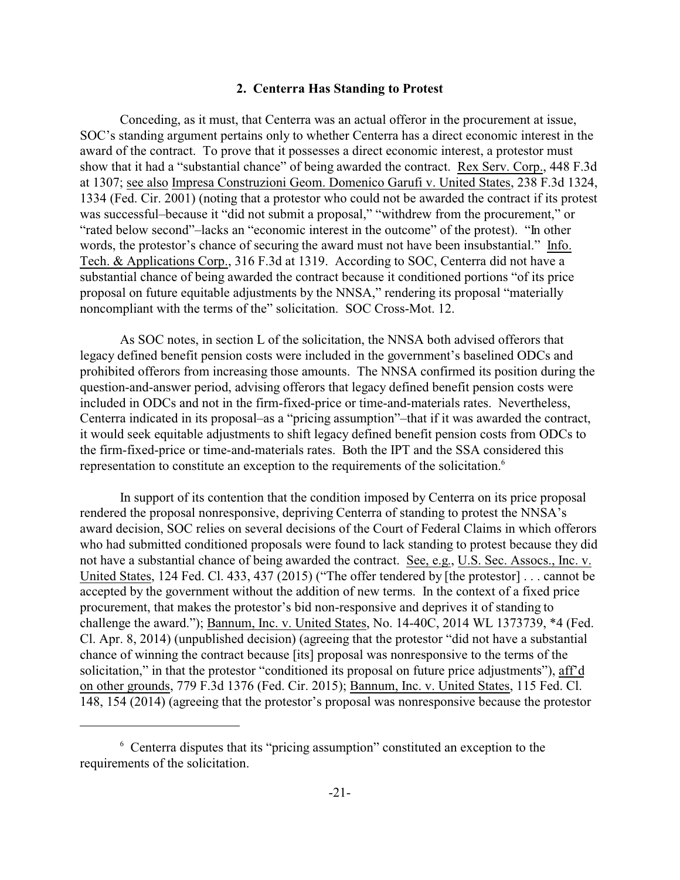### 2. Centerra Has Standing to Protest

Conceding, as it must, that Centerra was an actual offeror in the procurement at issue, SOC's standing argument pertains only to whether Centerra has a direct economic interest in the award of the contract. To prove that it possesses a direct economic interest, a protestor must show that it had a "substantial chance" of being awarded the contract. Rex Serv. Corp., 448 F.3d at 1307; see also Impresa Construzioni Geom. Domenico Garufi v. United States, 238 F.3d 1324, 1334 (Fed. Cir. 2001) (noting that a protestor who could not be awarded the contract if its protest was successful–because it "did not submit a proposal," "withdrew from the procurement," or "rated below second"–lacks an "economic interest in the outcome" of the protest). "In other words, the protestor's chance of securing the award must not have been insubstantial." Info. Tech. & Applications Corp., 316 F.3d at 1319. According to SOC, Centerra did not have a substantial chance of being awarded the contract because it conditioned portions "of its price proposal on future equitable adjustments by the NNSA," rendering its proposal "materially noncompliant with the terms of the" solicitation. SOC Cross-Mot. 12.

As SOC notes, in section L of the solicitation, the NNSA both advised offerors that legacy defined benefit pension costs were included in the government's baselined ODCs and prohibited offerors from increasing those amounts. The NNSA confirmed its position during the question-and-answer period, advising offerors that legacy defined benefit pension costs were included in ODCs and not in the firm-fixed-price or time-and-materials rates. Nevertheless, Centerra indicated in its proposal–as a "pricing assumption"–that if it was awarded the contract, it would seek equitable adjustments to shift legacy defined benefit pension costs from ODCs to the firm-fixed-price or time-and-materials rates. Both the IPT and the SSA considered this representation to constitute an exception to the requirements of the solicitation.[6]

In support of its contention that the condition imposed by Centerra on its price proposal rendered the proposal nonresponsive, depriving Centerra of standing to protest the NNSA's award decision, SOC relies on several decisions of the Court of Federal Claims in which offerors who had submitted conditioned proposals were found to lack standing to protest because they did not have a substantial chance of being awarded the contract. See, e.g., U.S. Sec. Assocs., Inc. v. United States, 124 Fed. Cl. 433, 437 (2015) ("The offer tendered by [the protestor] . . . cannot be accepted by the government without the addition of new terms. In the context of a fixed price procurement, that makes the protestor's bid non-responsive and deprives it of standing to challenge the award."); Bannum, Inc. v. United States, No. 14-40C, 2014 WL 1373739, *4 (Fed. Cl. Apr. 8, 2014) (unpublished decision) (agreeing that the protestor "did not have a substantial chance of winning the contract because [its] proposal was nonresponsive to the terms of the solicitation," in that the protestor "conditioned its proposal on future price adjustments"), aff'd on other grounds, 779 F.3d 1376 (Fed. Cir. 2015); Bannum, Inc. v. United States, 115 Fed. Cl. 148, 154 (2014) (agreeing that the protestor's proposal was nonresponsive because the protestor

[6] Centerra disputes that its "pricing assumption" constituted an exception to the requirements of the solicitation.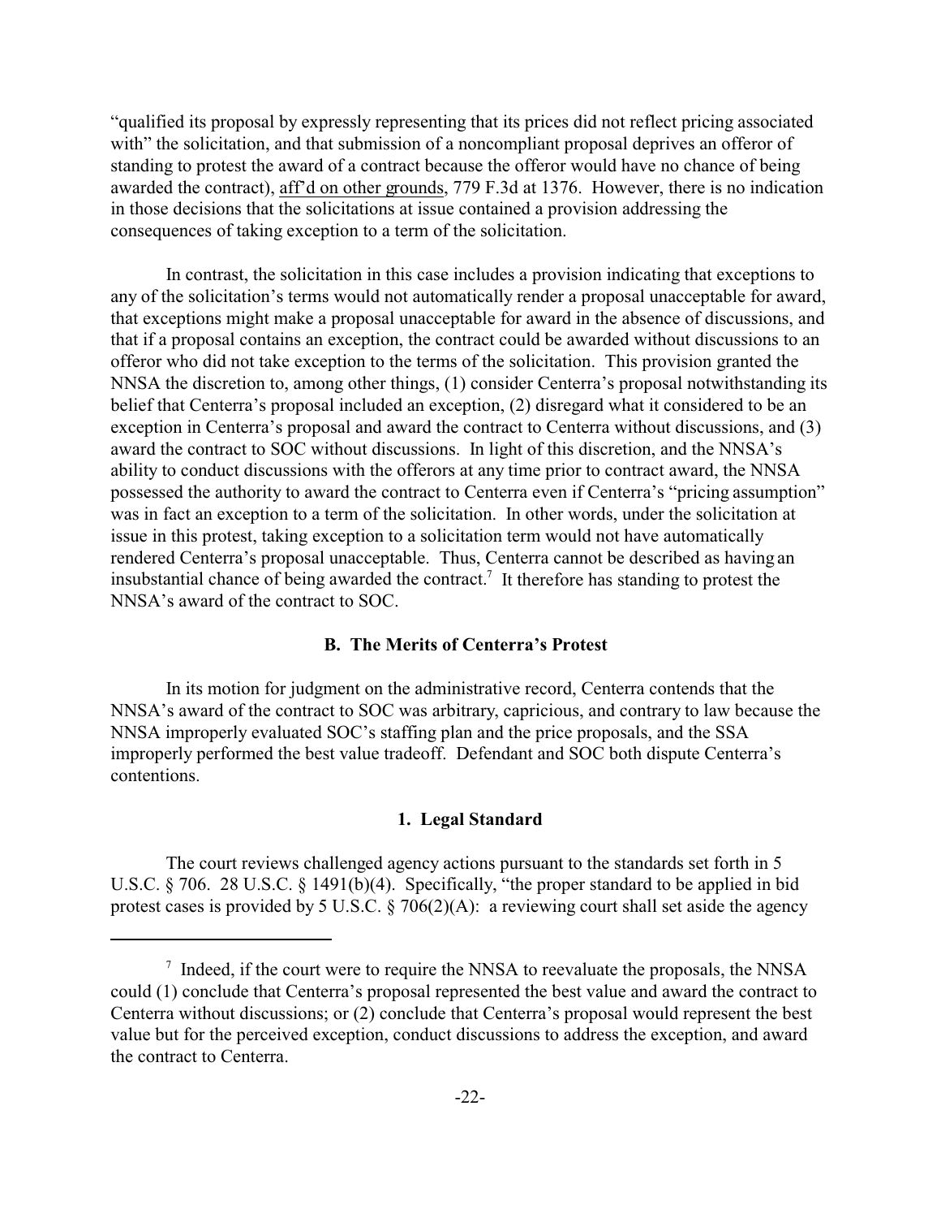"qualified its proposal by expressly representing that its prices did not reflect pricing associated with" the solicitation, and that submission of a noncompliant proposal deprives an offeror of standing to protest the award of a contract because the offeror would have no chance of being awarded the contract), aff'd on other grounds, 779 F.3d at 1376. However, there is no indication in those decisions that the solicitations at issue contained a provision addressing the consequences of taking exception to a term of the solicitation.

In contrast, the solicitation in this case includes a provision indicating that exceptions to any of the solicitation's terms would not automatically render a proposal unacceptable for award, that exceptions might make a proposal unacceptable for award in the absence of discussions, and that if a proposal contains an exception, the contract could be awarded without discussions to an offeror who did not take exception to the terms of the solicitation. This provision granted the NNSA the discretion to, among other things, (1) consider Centerra's proposal notwithstanding its belief that Centerra's proposal included an exception, (2) disregard what it considered to be an exception in Centerra's proposal and award the contract to Centerra without discussions, and (3) award the contract to SOC without discussions. In light of this discretion, and the NNSA's ability to conduct discussions with the offerors at any time prior to contract award, the NNSA possessed the authority to award the contract to Centerra even if Centerra's "pricing assumption" was in fact an exception to a term of the solicitation. In other words, under the solicitation at issue in this protest, taking exception to a solicitation term would not have automatically rendered Centerra's proposal unacceptable. Thus, Centerra cannot be described as having an insubstantial chance of being awarded the contract.[7] It therefore has standing to protest the NNSA's award of the contract to SOC.

### B. The Merits of Centerra's Protest

In its motion for judgment on the administrative record, Centerra contends that the NNSA's award of the contract to SOC was arbitrary, capricious, and contrary to law because the NNSA improperly evaluated SOC's staffing plan and the price proposals, and the SSA improperly performed the best value tradeoff. Defendant and SOC both dispute Centerra's contentions.

#### 1. Legal Standard

The court reviews challenged agency actions pursuant to the standards set forth in 5 U.S.C. § 706. 28 U.S.C. § 1491(b)(4). Specifically, "the proper standard to be applied in bid protest cases is provided by 5 U.S.C. § 706(2)(A): a reviewing court shall set aside the agency

---

[7] Indeed, if the court were to require the NNSA to reevaluate the proposals, the NNSA could (1) conclude that Centerra's proposal represented the best value and award the contract to Centerra without discussions; or (2) conclude that Centerra's proposal would represent the best value but for the perceived exception, conduct discussions to address the exception, and award the contract to Centerra.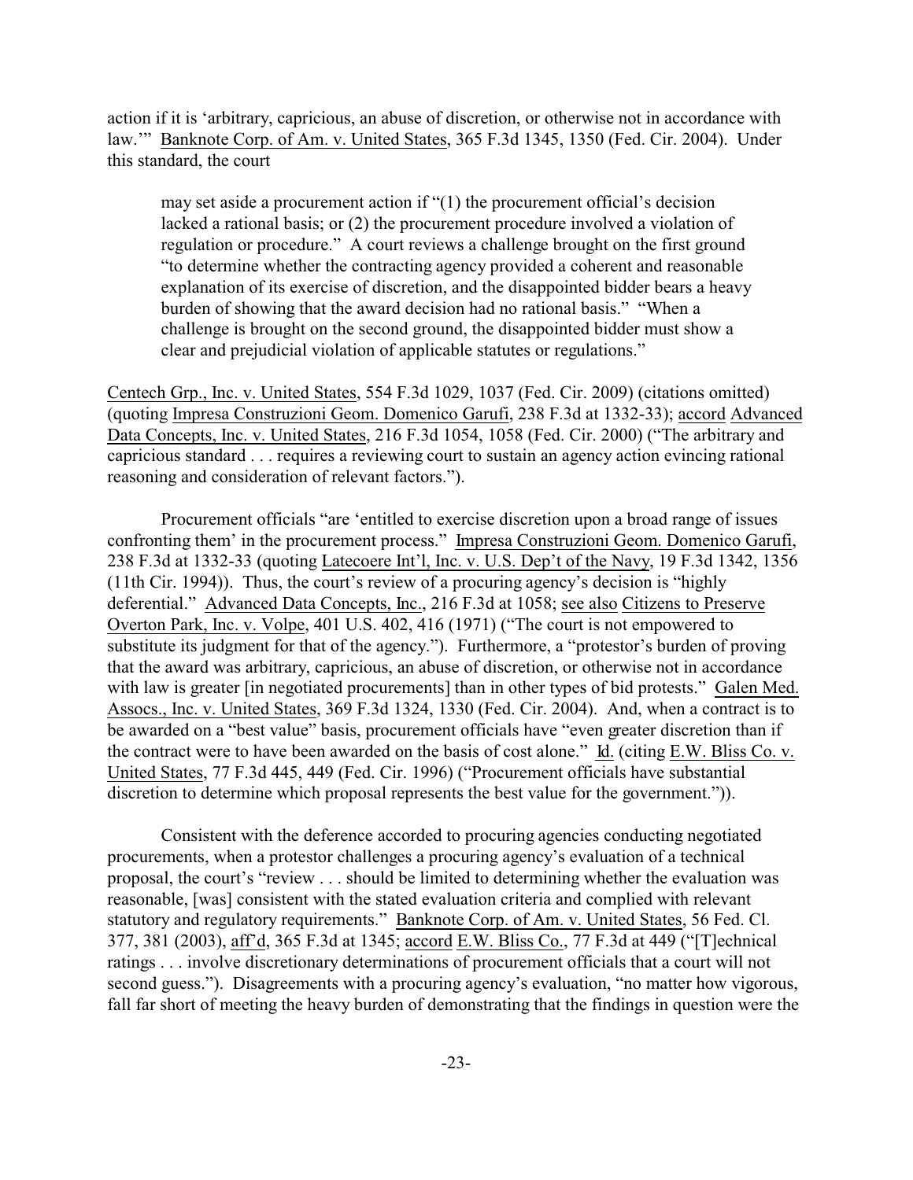action if it is 'arbitrary, capricious, an abuse of discretion, or otherwise not in accordance with law.'" Banknote Corp. of Am. v. United States, 365 F.3d 1345, 1350 (Fed. Cir. 2004). Under this standard, the court

> may set aside a procurement action if "(1) the procurement official's decision lacked a rational basis; or (2) the procurement procedure involved a violation of regulation or procedure." A court reviews a challenge brought on the first ground "to determine whether the contracting agency provided a coherent and reasonable explanation of its exercise of discretion, and the disappointed bidder bears a heavy burden of showing that the award decision had no rational basis." "When a challenge is brought on the second ground, the disappointed bidder must show a clear and prejudicial violation of applicable statutes or regulations."

Centech Grp., Inc. v. United States, 554 F.3d 1029, 1037 (Fed. Cir. 2009) (citations omitted) (quoting Impresa Construzioni Geom. Domenico Garufi, 238 F.3d at 1332-33); accord Advanced Data Concepts, Inc. v. United States, 216 F.3d 1054, 1058 (Fed. Cir. 2000) ("The arbitrary and capricious standard . . . requires a reviewing court to sustain an agency action evincing rational reasoning and consideration of relevant factors.").

Procurement officials "are 'entitled to exercise discretion upon a broad range of issues confronting them' in the procurement process." Impresa Construzioni Geom. Domenico Garufi, 238 F.3d at 1332-33 (quoting Latecoere Int'l, Inc. v. U.S. Dep't of the Navy, 19 F.3d 1342, 1356 (11th Cir. 1994)). Thus, the court's review of a procuring agency's decision is "highly deferential." Advanced Data Concepts, Inc., 216 F.3d at 1058; see also Citizens to Preserve Overton Park, Inc. v. Volpe, 401 U.S. 402, 416 (1971) ("The court is not empowered to substitute its judgment for that of the agency."). Furthermore, a "protestor's burden of proving that the award was arbitrary, capricious, an abuse of discretion, or otherwise not in accordance with law is greater [in negotiated procurements] than in other types of bid protests." Galen Med. Assocs., Inc. v. United States, 369 F.3d 1324, 1330 (Fed. Cir. 2004). And, when a contract is to be awarded on a "best value" basis, procurement officials have "even greater discretion than if the contract were to have been awarded on the basis of cost alone." Id. (citing E.W. Bliss Co. v. United States, 77 F.3d 445, 449 (Fed. Cir. 1996) ("Procurement officials have substantial discretion to determine which proposal represents the best value for the government.")).

Consistent with the deference accorded to procuring agencies conducting negotiated procurements, when a protestor challenges a procuring agency's evaluation of a technical proposal, the court's "review . . . should be limited to determining whether the evaluation was reasonable, [was] consistent with the stated evaluation criteria and complied with relevant statutory and regulatory requirements." Banknote Corp. of Am. v. United States, 56 Fed. Cl. 377, 381 (2003), aff'd, 365 F.3d at 1345; accord E.W. Bliss Co., 77 F.3d at 449 ("[T]echnical ratings . . . involve discretionary determinations of procurement officials that a court will not second guess."). Disagreements with a procuring agency's evaluation, "no matter how vigorous, fall far short of meeting the heavy burden of demonstrating that the findings in question were the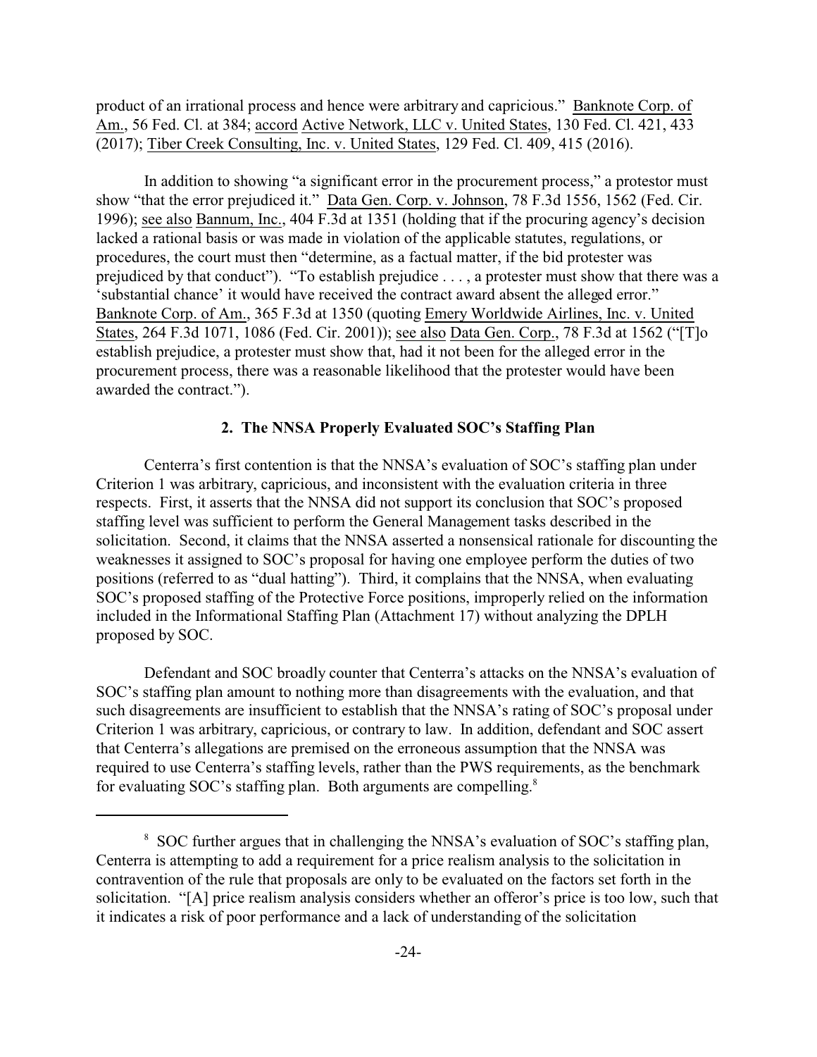product of an irrational process and hence were arbitrary and capricious." Banknote Corp. of Am., 56 Fed. Cl. at 384; accord Active Network, LLC v. United States, 130 Fed. Cl. 421, 433 (2017); Tiber Creek Consulting, Inc. v. United States, 129 Fed. Cl. 409, 415 (2016).

In addition to showing "a significant error in the procurement process," a protestor must show "that the error prejudiced it." Data Gen. Corp. v. Johnson, 78 F.3d 1556, 1562 (Fed. Cir. 1996); see also Bannum, Inc., 404 F.3d at 1351 (holding that if the procuring agency's decision lacked a rational basis or was made in violation of the applicable statutes, regulations, or procedures, the court must then "determine, as a factual matter, if the bid protester was prejudiced by that conduct"). "To establish prejudice . . . , a protester must show that there was a 'substantial chance' it would have received the contract award absent the alleged error." Banknote Corp. of Am., 365 F.3d at 1350 (quoting Emery Worldwide Airlines, Inc. v. United States, 264 F.3d 1071, 1086 (Fed. Cir. 2001)); see also Data Gen. Corp., 78 F.3d at 1562 ("[T]o establish prejudice, a protester must show that, had it not been for the alleged error in the procurement process, there was a reasonable likelihood that the protester would have been awarded the contract.").

### 2. The NNSA Properly Evaluated SOC's Staffing Plan

Centerra's first contention is that the NNSA's evaluation of SOC's staffing plan under Criterion 1 was arbitrary, capricious, and inconsistent with the evaluation criteria in three respects. First, it asserts that the NNSA did not support its conclusion that SOC's proposed staffing level was sufficient to perform the General Management tasks described in the solicitation. Second, it claims that the NNSA asserted a nonsensical rationale for discounting the weaknesses it assigned to SOC's proposal for having one employee perform the duties of two positions (referred to as "dual hatting"). Third, it complains that the NNSA, when evaluating SOC's proposed staffing of the Protective Force positions, improperly relied on the information included in the Informational Staffing Plan (Attachment 17) without analyzing the DPLH proposed by SOC.

Defendant and SOC broadly counter that Centerra's attacks on the NNSA's evaluation of SOC's staffing plan amount to nothing more than disagreements with the evaluation, and that such disagreements are insufficient to establish that the NNSA's rating of SOC's proposal under Criterion 1 was arbitrary, capricious, or contrary to law. In addition, defendant and SOC assert that Centerra's allegations are premised on the erroneous assumption that the NNSA was required to use Centerra's staffing levels, rather than the PWS requirements, as the benchmark for evaluating SOC's staffing plan. Both arguments are compelling.[8]

[8] SOC further argues that in challenging the NNSA's evaluation of SOC's staffing plan, Centerra is attempting to add a requirement for a price realism analysis to the solicitation in contravention of the rule that proposals are only to be evaluated on the factors set forth in the solicitation. "[A] price realism analysis considers whether an offeror's price is too low, such that it indicates a risk of poor performance and a lack of understanding of the solicitation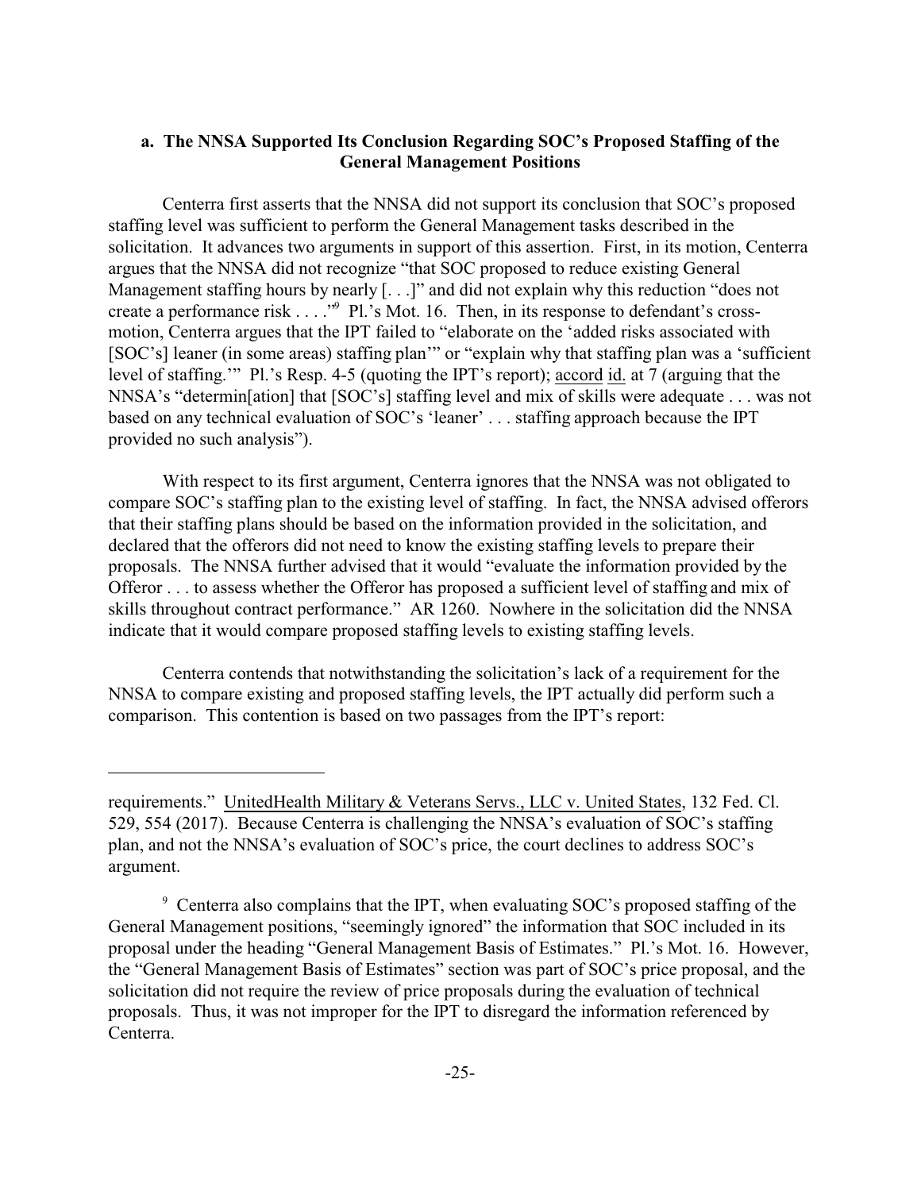### a. The NNSA Supported Its Conclusion Regarding SOC's Proposed Staffing of the General Management Positions

Centerra first asserts that the NNSA did not support its conclusion that SOC's proposed staffing level was sufficient to perform the General Management tasks described in the solicitation. It advances two arguments in support of this assertion. First, in its motion, Centerra argues that the NNSA did not recognize "that SOC proposed to reduce existing General Management staffing hours by nearly [. . .]" and did not explain why this reduction "does not create a performance risk . . . ."[9] Pl.'s Mot. 16. Then, in its response to defendant's cross-motion, Centerra argues that the IPT failed to "elaborate on the 'added risks associated with [SOC's] leaner (in some areas) staffing plan'" or "explain why that staffing plan was a 'sufficient level of staffing.'" Pl.'s Resp. 4-5 (quoting the IPT's report); accord id. at 7 (arguing that the NNSA's "determin[ation] that [SOC's] staffing level and mix of skills were adequate . . . was not based on any technical evaluation of SOC's 'leaner' . . . staffing approach because the IPT provided no such analysis").

With respect to its first argument, Centerra ignores that the NNSA was not obligated to compare SOC's staffing plan to the existing level of staffing. In fact, the NNSA advised offerors that their staffing plans should be based on the information provided in the solicitation, and declared that the offerors did not need to know the existing staffing levels to prepare their proposals. The NNSA further advised that it would "evaluate the information provided by the Offeror . . . to assess whether the Offeror has proposed a sufficient level of staffing and mix of skills throughout contract performance." AR 1260. Nowhere in the solicitation did the NNSA indicate that it would compare proposed staffing levels to existing staffing levels.

Centerra contends that notwithstanding the solicitation's lack of a requirement for the NNSA to compare existing and proposed staffing levels, the IPT actually did perform such a comparison. This contention is based on two passages from the IPT's report:

---

requirements." UnitedHealth Military & Veterans Servs., LLC v. United States, 132 Fed. Cl. 529, 554 (2017). Because Centerra is challenging the NNSA's evaluation of SOC's staffing plan, and not the NNSA's evaluation of SOC's price, the court declines to address SOC's argument.

[9] Centerra also complains that the IPT, when evaluating SOC's proposed staffing of the General Management positions, "seemingly ignored" the information that SOC included in its proposal under the heading "General Management Basis of Estimates." Pl.'s Mot. 16. However, the "General Management Basis of Estimates" section was part of SOC's price proposal, and the solicitation did not require the review of price proposals during the evaluation of technical proposals. Thus, it was not improper for the IPT to disregard the information referenced by Centerra.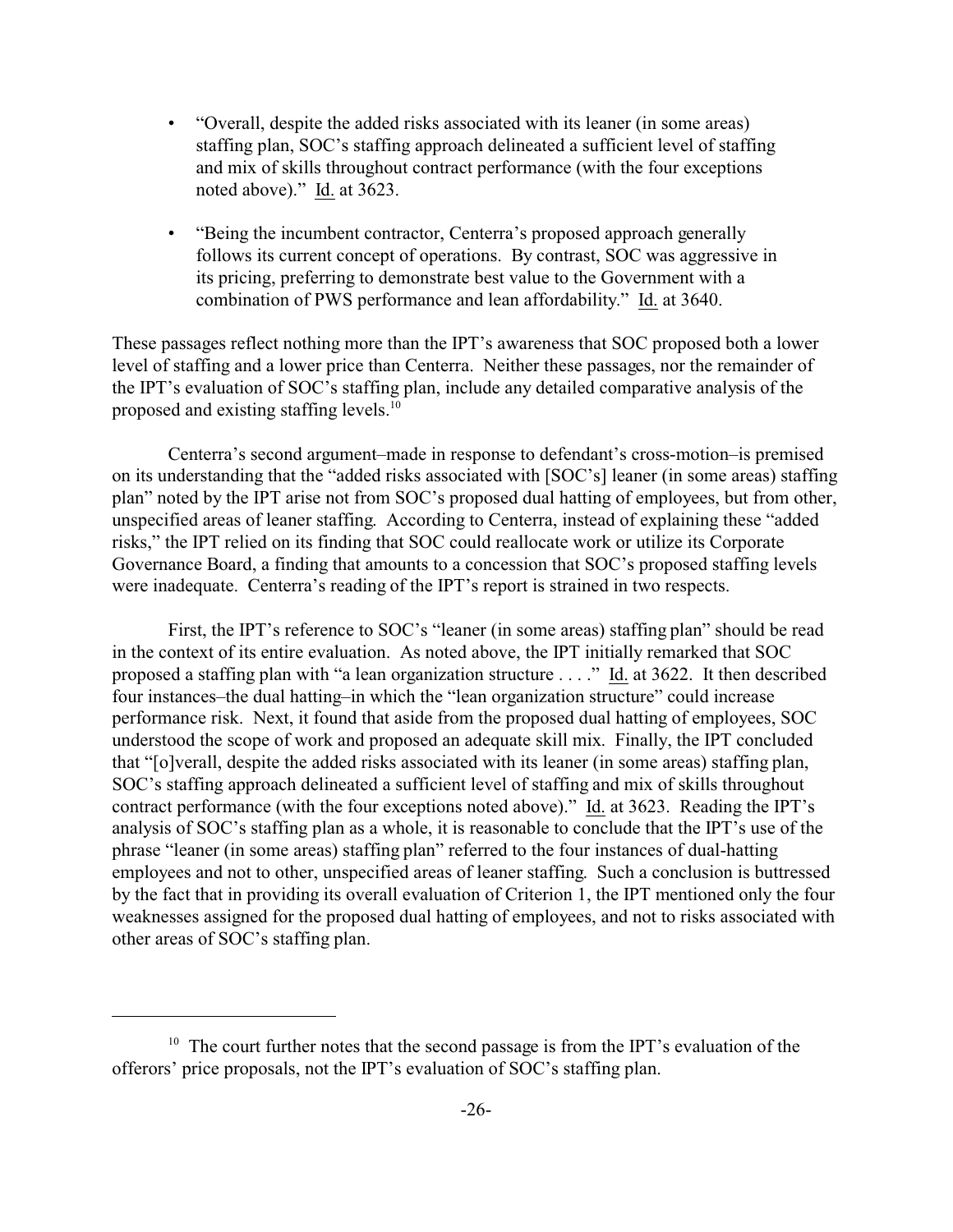- "Overall, despite the added risks associated with its leaner (in some areas) staffing plan, SOC's staffing approach delineated a sufficient level of staffing and mix of skills throughout contract performance (with the four exceptions noted above)." Id. at 3623.

- "Being the incumbent contractor, Centerra's proposed approach generally follows its current concept of operations. By contrast, SOC was aggressive in its pricing, preferring to demonstrate best value to the Government with a combination of PWS performance and lean affordability." Id. at 3640.

These passages reflect nothing more than the IPT's awareness that SOC proposed both a lower level of staffing and a lower price than Centerra. Neither these passages, nor the remainder of the IPT's evaluation of SOC's staffing plan, include any detailed comparative analysis of the proposed and existing staffing levels.[10]

Centerra's second argument–made in response to defendant's cross-motion–is premised on its understanding that the "added risks associated with [SOC's] leaner (in some areas) staffing plan" noted by the IPT arise not from SOC's proposed dual hatting of employees, but from other, unspecified areas of leaner staffing. According to Centerra, instead of explaining these "added risks," the IPT relied on its finding that SOC could reallocate work or utilize its Corporate Governance Board, a finding that amounts to a concession that SOC's proposed staffing levels were inadequate. Centerra's reading of the IPT's report is strained in two respects.

First, the IPT's reference to SOC's "leaner (in some areas) staffing plan" should be read in the context of its entire evaluation. As noted above, the IPT initially remarked that SOC proposed a staffing plan with "a lean organization structure . . . ." Id. at 3622. It then described four instances–the dual hatting–in which the "lean organization structure" could increase performance risk. Next, it found that aside from the proposed dual hatting of employees, SOC understood the scope of work and proposed an adequate skill mix. Finally, the IPT concluded that "[o]verall, despite the added risks associated with its leaner (in some areas) staffing plan, SOC's staffing approach delineated a sufficient level of staffing and mix of skills throughout contract performance (with the four exceptions noted above)." Id. at 3623. Reading the IPT's analysis of SOC's staffing plan as a whole, it is reasonable to conclude that the IPT's use of the phrase "leaner (in some areas) staffing plan" referred to the four instances of dual-hatting employees and not to other, unspecified areas of leaner staffing. Such a conclusion is buttressed by the fact that in providing its overall evaluation of Criterion 1, the IPT mentioned only the four weaknesses assigned for the proposed dual hatting of employees, and not to risks associated with other areas of SOC's staffing plan.

[10] The court further notes that the second passage is from the IPT's evaluation of the offerors' price proposals, not the IPT's evaluation of SOC's staffing plan.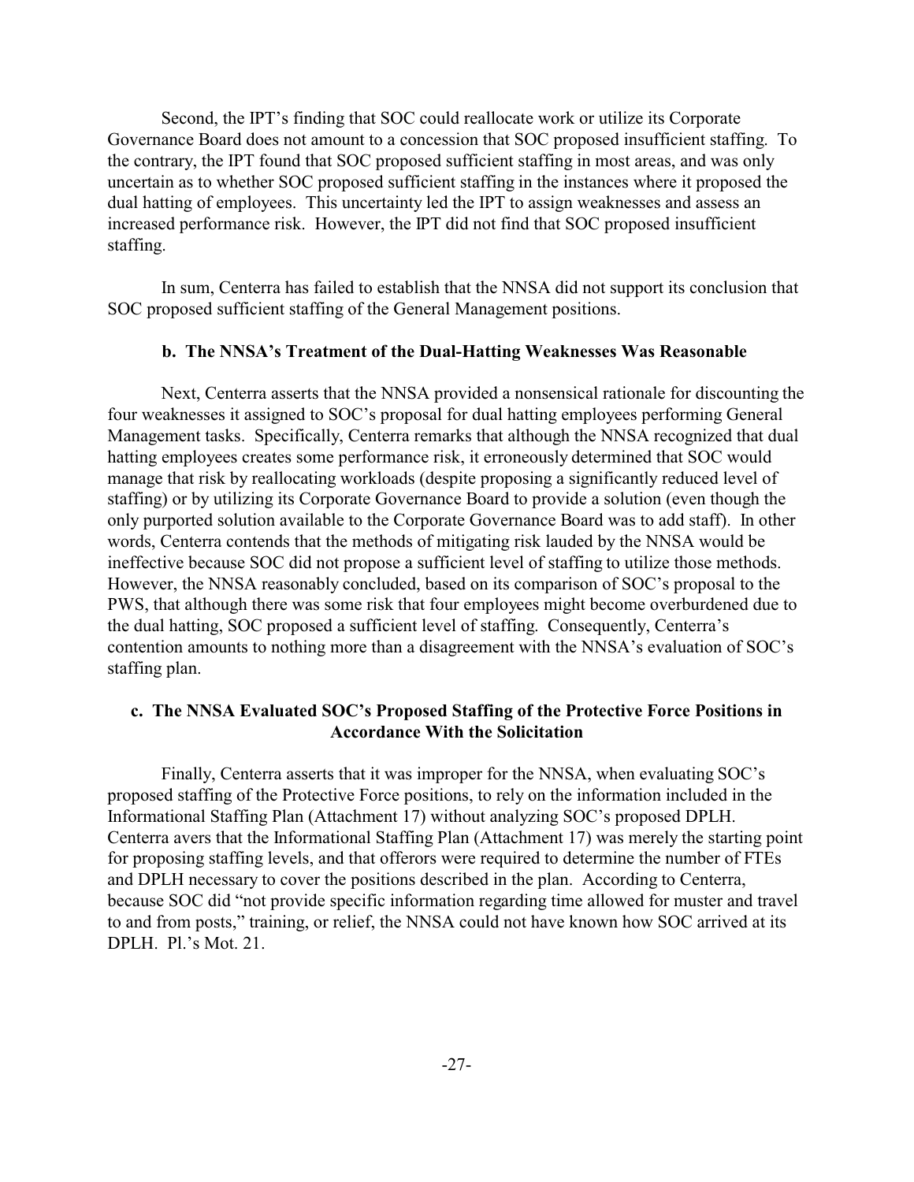Second, the IPT's finding that SOC could reallocate work or utilize its Corporate Governance Board does not amount to a concession that SOC proposed insufficient staffing. To the contrary, the IPT found that SOC proposed sufficient staffing in most areas, and was only uncertain as to whether SOC proposed sufficient staffing in the instances where it proposed the dual hatting of employees. This uncertainty led the IPT to assign weaknesses and assess an increased performance risk. However, the IPT did not find that SOC proposed insufficient staffing.

In sum, Centerra has failed to establish that the NNSA did not support its conclusion that SOC proposed sufficient staffing of the General Management positions.

**b. The NNSA's Treatment of the Dual-Hatting Weaknesses Was Reasonable**

Next, Centerra asserts that the NNSA provided a nonsensical rationale for discounting the four weaknesses it assigned to SOC's proposal for dual hatting employees performing General Management tasks. Specifically, Centerra remarks that although the NNSA recognized that dual hatting employees creates some performance risk, it erroneously determined that SOC would manage that risk by reallocating workloads (despite proposing a significantly reduced level of staffing) or by utilizing its Corporate Governance Board to provide a solution (even though the only purported solution available to the Corporate Governance Board was to add staff). In other words, Centerra contends that the methods of mitigating risk lauded by the NNSA would be ineffective because SOC did not propose a sufficient level of staffing to utilize those methods. However, the NNSA reasonably concluded, based on its comparison of SOC's proposal to the PWS, that although there was some risk that four employees might become overburdened due to the dual hatting, SOC proposed a sufficient level of staffing. Consequently, Centerra's contention amounts to nothing more than a disagreement with the NNSA's evaluation of SOC's staffing plan.

**c. The NNSA Evaluated SOC's Proposed Staffing of the Protective Force Positions in Accordance With the Solicitation**

Finally, Centerra asserts that it was improper for the NNSA, when evaluating SOC's proposed staffing of the Protective Force positions, to rely on the information included in the Informational Staffing Plan (Attachment 17) without analyzing SOC's proposed DPLH. Centerra avers that the Informational Staffing Plan (Attachment 17) was merely the starting point for proposing staffing levels, and that offerors were required to determine the number of FTEs and DPLH necessary to cover the positions described in the plan. According to Centerra, because SOC did "not provide specific information regarding time allowed for muster and travel to and from posts," training, or relief, the NNSA could not have known how SOC arrived at its DPLH. Pl.'s Mot. 21.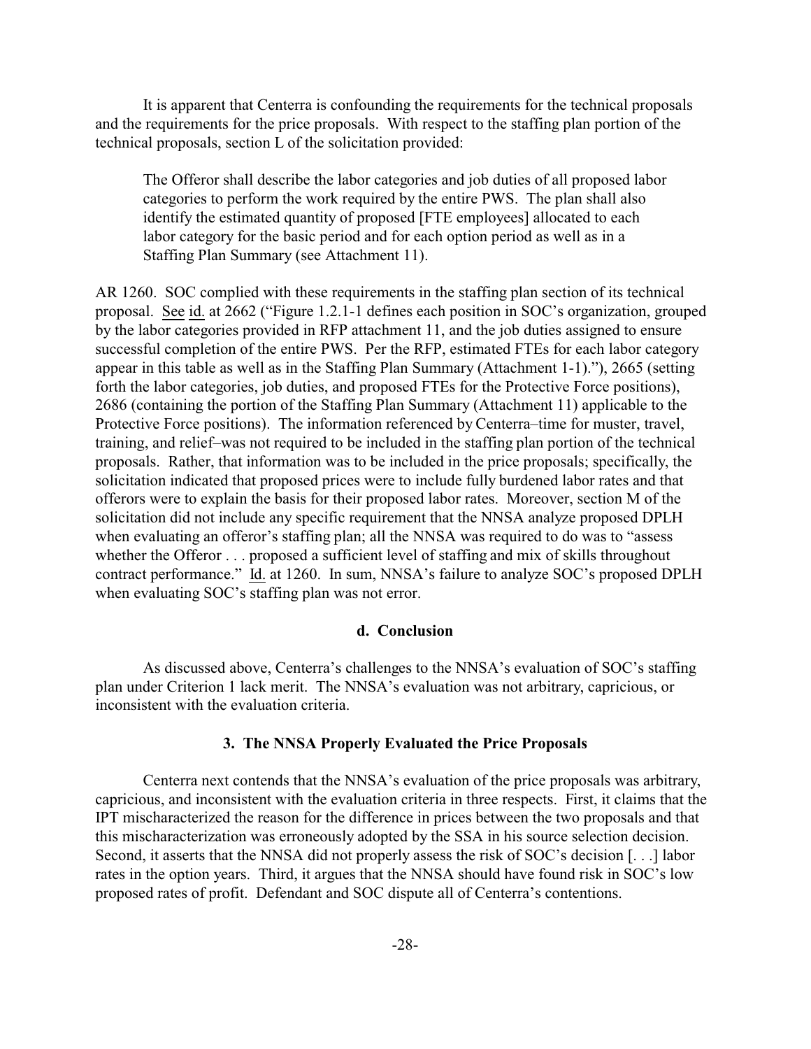It is apparent that Centerra is confounding the requirements for the technical proposals and the requirements for the price proposals. With respect to the staffing plan portion of the technical proposals, section L of the solicitation provided:

> The Offeror shall describe the labor categories and job duties of all proposed labor categories to perform the work required by the entire PWS. The plan shall also identify the estimated quantity of proposed [FTE employees] allocated to each labor category for the basic period and for each option period as well as in a Staffing Plan Summary (see Attachment 11).

AR 1260. SOC complied with these requirements in the staffing plan section of its technical proposal. See id. at 2662 ("Figure 1.2.1-1 defines each position in SOC's organization, grouped by the labor categories provided in RFP attachment 11, and the job duties assigned to ensure successful completion of the entire PWS. Per the RFP, estimated FTEs for each labor category appear in this table as well as in the Staffing Plan Summary (Attachment 1-1)."), 2665 (setting forth the labor categories, job duties, and proposed FTEs for the Protective Force positions), 2686 (containing the portion of the Staffing Plan Summary (Attachment 11) applicable to the Protective Force positions). The information referenced by Centerra–time for muster, travel, training, and relief–was not required to be included in the staffing plan portion of the technical proposals. Rather, that information was to be included in the price proposals; specifically, the solicitation indicated that proposed prices were to include fully burdened labor rates and that offerors were to explain the basis for their proposed labor rates. Moreover, section M of the solicitation did not include any specific requirement that the NNSA analyze proposed DPLH when evaluating an offeror's staffing plan; all the NNSA was required to do was to "assess whether the Offeror . . . proposed a sufficient level of staffing and mix of skills throughout contract performance." Id. at 1260. In sum, NNSA's failure to analyze SOC's proposed DPLH when evaluating SOC's staffing plan was not error.

#### d. Conclusion

As discussed above, Centerra's challenges to the NNSA's evaluation of SOC's staffing plan under Criterion 1 lack merit. The NNSA's evaluation was not arbitrary, capricious, or inconsistent with the evaluation criteria.

### 3. The NNSA Properly Evaluated the Price Proposals

Centerra next contends that the NNSA's evaluation of the price proposals was arbitrary, capricious, and inconsistent with the evaluation criteria in three respects. First, it claims that the IPT mischaracterized the reason for the difference in prices between the two proposals and that this mischaracterization was erroneously adopted by the SSA in his source selection decision. Second, it asserts that the NNSA did not properly assess the risk of SOC's decision [. . .] labor rates in the option years. Third, it argues that the NNSA should have found risk in SOC's low proposed rates of profit. Defendant and SOC dispute all of Centerra's contentions.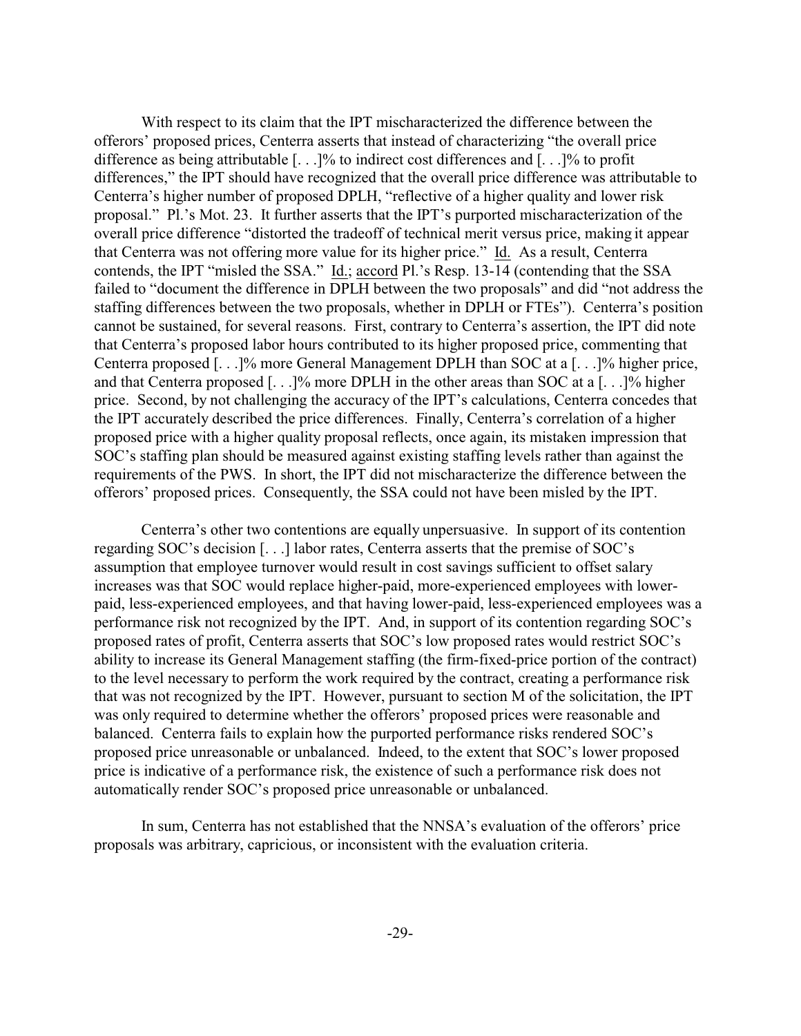With respect to its claim that the IPT mischaracterized the difference between the offerors' proposed prices, Centerra asserts that instead of characterizing "the overall price difference as being attributable [. . .]% to indirect cost differences and [. . .]% to profit differences," the IPT should have recognized that the overall price difference was attributable to Centerra's higher number of proposed DPLH, "reflective of a higher quality and lower risk proposal." Pl.'s Mot. 23. It further asserts that the IPT's purported mischaracterization of the overall price difference "distorted the tradeoff of technical merit versus price, making it appear that Centerra was not offering more value for its higher price." Id. As a result, Centerra contends, the IPT "misled the SSA." Id.; accord Pl.'s Resp. 13-14 (contending that the SSA failed to "document the difference in DPLH between the two proposals" and did "not address the staffing differences between the two proposals, whether in DPLH or FTEs"). Centerra's position cannot be sustained, for several reasons. First, contrary to Centerra's assertion, the IPT did note that Centerra's proposed labor hours contributed to its higher proposed price, commenting that Centerra proposed [. . .]% more General Management DPLH than SOC at a [. . .]% higher price, and that Centerra proposed [. . .]% more DPLH in the other areas than SOC at a [. . .]% higher price. Second, by not challenging the accuracy of the IPT's calculations, Centerra concedes that the IPT accurately described the price differences. Finally, Centerra's correlation of a higher proposed price with a higher quality proposal reflects, once again, its mistaken impression that SOC's staffing plan should be measured against indirect existing staffing levels rather than against the requirements of the PWS. In short, the IPT did not mischaracterize the difference between the offerors' proposed prices. Consequently, the SSA could not have been misled by the IPT.

Centerra's other two contentions are equally unpersuasive. In support of its contention regarding SOC's decision [. . .] labor rates, Centerra asserts that the premise of SOC's assumption that employee turnover would result in cost savings sufficient to offset salary increases was that SOC would replace higher-paid, more-experienced employees with lower-paid, less-experienced employees, and that having lower-paid, less-experienced employees was a performance risk not recognized by the IPT. And, in support of its contention regarding SOC's proposed rates of profit, Centerra asserts that SOC's low proposed rates would restrict SOC's ability to increase its General Management staffing (the firm-fixed-price portion of the contract) to the level necessary to perform the work required by the contract, creating a performance risk that was not recognized by the IPT. However, pursuant to section M of the solicitation, the IPT was only required to determine whether the offerors' proposed prices were reasonable and balanced. Centerra fails to explain how the purported performance risks rendered SOC's proposed price unreasonable or unbalanced. Indeed, to the extent that SOC's lower proposed price is indicative of a performance risk, the existence of such a performance risk does not automatically render SOC's proposed price unreasonable or unbalanced.

In sum, Centerra has not established that the NNSA's evaluation of the offerors' price proposals was arbitrary, capricious, or inconsistent with the evaluation criteria.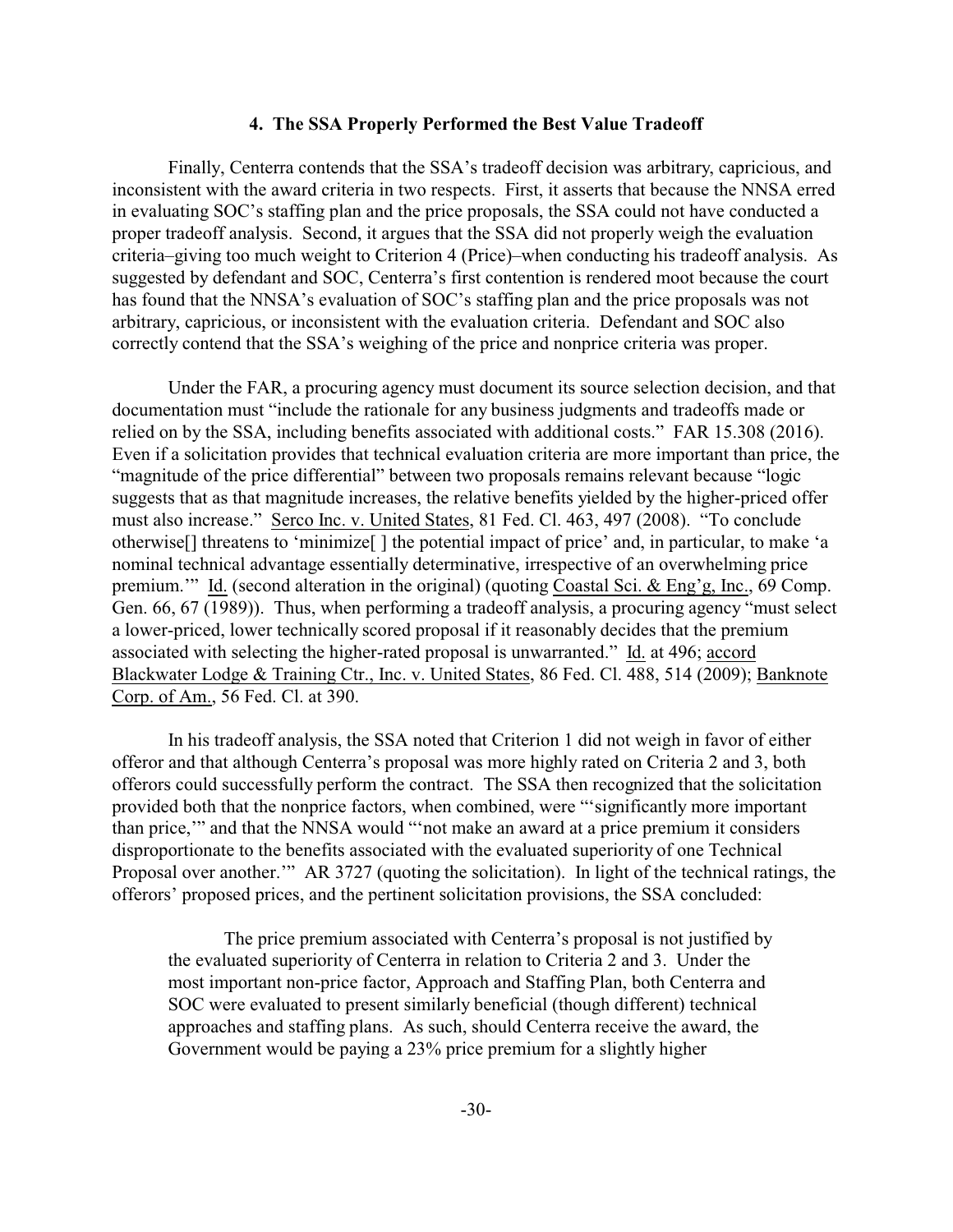### 4. The SSA Properly Performed the Best Value Tradeoff

Finally, Centerra contends that the SSA's tradeoff decision was arbitrary, capricious, and inconsistent with the award criteria in two respects. First, it asserts that because the NNSA erred in evaluating SOC's staffing plan and the price proposals, the SSA could not have conducted a proper tradeoff analysis. Second, it argues that the SSA did not properly weigh the evaluation criteria–giving too much weight to Criterion 4 (Price)–when conducting his tradeoff analysis. As suggested by defendant and SOC, Centerra's first contention is rendered moot because the court has found that the NNSA's evaluation of SOC's staffing plan and the price proposals was not arbitrary, capricious, or inconsistent with the evaluation criteria. Defendant and SOC also correctly contend that the SSA's weighing of the price and nonprice criteria was proper.

Under the FAR, a procuring agency must document its source selection decision, and that documentation must "include the rationale for any business judgments and tradeoffs made or relied on by the SSA, including benefits associated with additional costs." FAR 15.308 (2016). Even if a solicitation provides that technical evaluation criteria are more important than price, the "magnitude of the price differential" between two proposals remains relevant because "logic suggests that as that magnitude increases, the relative benefits yielded by the higher-priced offer must also increase." Serco Inc. v. United States, 81 Fed. Cl. 463, 497 (2008). "To conclude otherwise[] threatens to 'minimize[ ] the potential impact of price' and, in particular, to make 'a nominal technical advantage essentially determinative, irrespective of an overwhelming price premium.'" Id. (second alteration in the original) (quoting Coastal Sci. & Eng'g, Inc., 69 Comp. Gen. 66, 67 (1989)). Thus, when performing a tradeoff analysis, a procuring agency "must select a lower-priced, lower technically scored proposal if it reasonably decides that the premium associated with selecting the higher-rated proposal is unwarranted." Id. at 496; accord Blackwater Lodge & Training Ctr., Inc. v. United States, 86 Fed. Cl. 488, 514 (2009); Banknote Corp. of Am., 56 Fed. Cl. at 390.

In his tradeoff analysis, the SSA noted that Criterion 1 did not weigh in favor of either offeror and that although Centerra's proposal was more highly rated on Criteria 2 and 3, both offerors could successfully perform the contract. The SSA then recognized that the solicitation provided both that the nonprice factors, when combined, were "'significantly more important than price,'" and that the NNSA would "'not make an award at a price premium it considers disproportionate to the benefits associated with the evaluated superiority of one Technical Proposal over another.'" AR 3727 (quoting the solicitation). In light of the technical ratings, the offerors' proposed prices, and the pertinent solicitation provisions, the SSA concluded:

> The price premium associated with Centerra's proposal is not justified by the evaluated superiority of Centerra in relation to Criteria 2 and 3. Under the most important non-price factor, Approach and Staffing Plan, both Centerra and SOC were evaluated to present similarly beneficial (though different) technical approaches and staffing plans. As such, should Centerra receive the award, the Government would be paying a 23% price premium for a slightly higher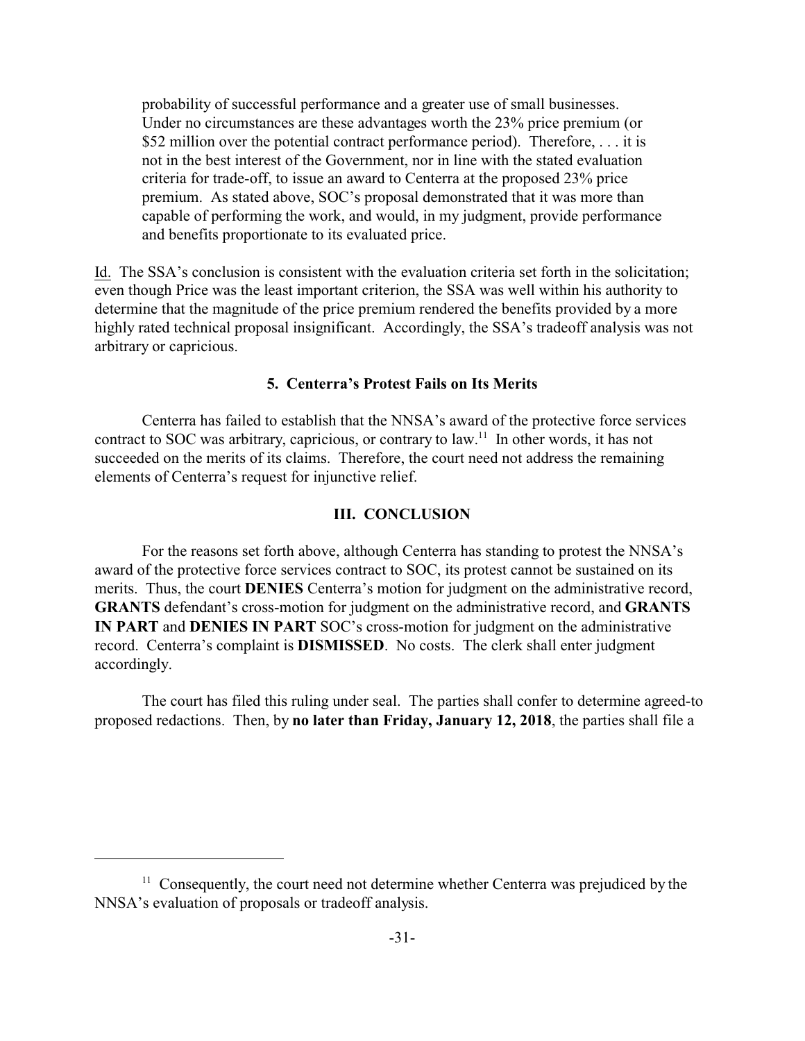> probability of successful performance and a greater use of small businesses. Under no circumstances are these advantages worth the 23% price premium (or $52 million over the potential contract performance period). Therefore, . . . it is not in the best interest of the Government, nor in line with the stated evaluation criteria for trade-off, to issue an award to Centerra at the proposed 23% price premium. As stated above, SOC's proposal demonstrated that it was more than capable of performing the work, and would, in my judgment, provide performance and benefits proportionate to its evaluated price.

Id. The SSA's conclusion is consistent with the evaluation criteria set forth in the solicitation; even though Price was the least important criterion, the SSA was well within his authority to determine that the magnitude of the price premium rendered the benefits provided by a more highly rated technical proposal insignificant. Accordingly, the SSA's tradeoff analysis was not arbitrary or capricious.

### 5. Centerra's Protest Fails on Its Merits

Centerra has failed to establish that the NNSA's award of the protective force services contract to SOC was arbitrary, capricious, or contrary to law.[11] In other words, it has not succeeded on the merits of its claims. Therefore, the court need not address the remaining elements of Centerra's request for injunctive relief.

## III. CONCLUSION

For the reasons set forth above, although Centerra has standing to protest the NNSA's award of the protective force services contract to SOC, its protest cannot be sustained on its merits. Thus, the court **DENIES** Centerra's motion for judgment on the administrative record, **GRANTS** defendant's cross-motion for judgment on the administrative record, and **GRANTS IN PART** and **DENIES IN PART** SOC's cross-motion for judgment on the administrative record. Centerra's complaint is **DISMISSED**. No costs. The clerk shall enter judgment accordingly.

The court has filed this ruling under seal. The parties shall confer to determine agreed-to proposed redactions. Then, by **no later than Friday, January 12, 2018**, the parties shall file a

---

[11] Consequently, the court need not determine whether Centerra was prejudiced by the NNSA's evaluation of proposals or tradeoff analysis.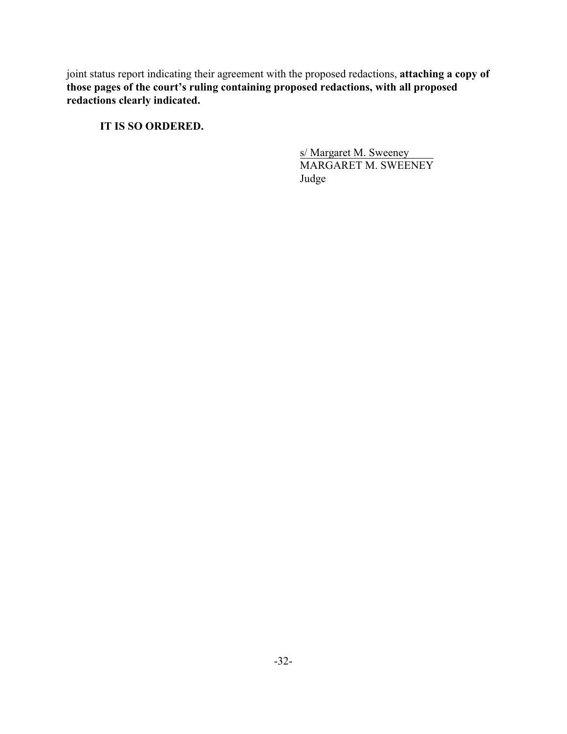joint status report indicating their agreement with the proposed redactions, **attaching a copy of those pages of the court's ruling containing proposed redactions, with all proposed redactions clearly indicated.**

**IT IS SO ORDERED.**

s/ Margaret M. Sweeney
MARGARET M. SWEENEY
Judge